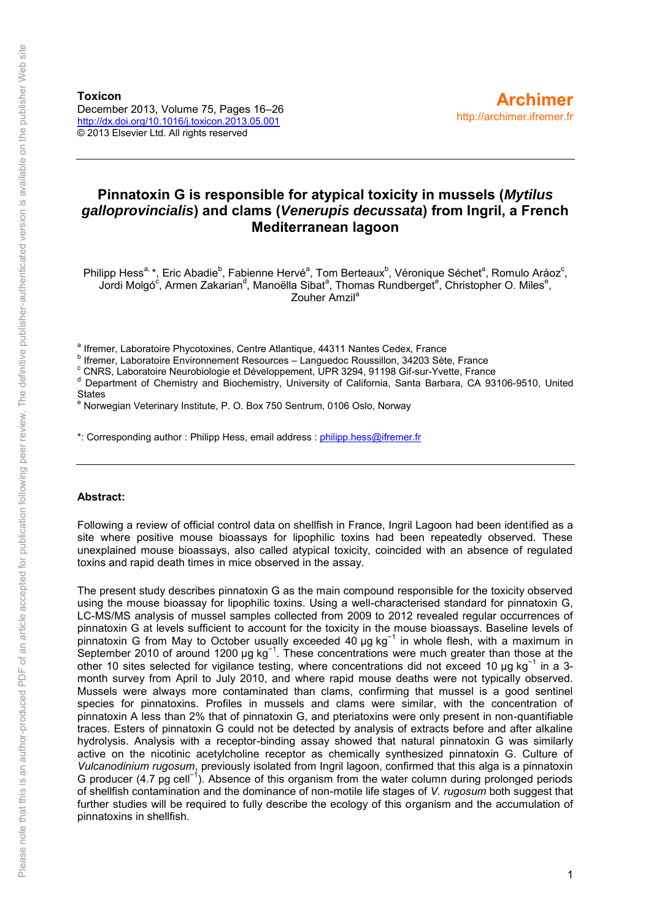**Toxicon**
December 2013, Volume 75, Pages 16–26
http://dx.doi.org/10.1016/j.toxicon.2013.05.001
© 2013 Elsevier Ltd. All rights reserved

**Archimer**
http://archimer.ifremer.fr

# Pinnatoxin G is responsible for atypical toxicity in mussels (*Mytilus galloprovincialis*) and clams (*Venerupis decussata*) from Ingril, a French Mediterranean lagoon

Philipp Hess[a, *], Eric Abadie[b], Fabienne Hervé[a], Tom Berteaux[b], Véronique Séchet[a], Romulo Aráoz[c], Jordi Molgó[c], Armen Zakarian[d], Manoëlla Sibat[a], Thomas Rundberget[e], Christopher O. Miles[e], Zouher Amzil[a]

[a] Ifremer, Laboratoire Phycotoxines, Centre Atlantique, 44311 Nantes Cedex, France
[b] Ifremer, Laboratoire Environnement Resources – Languedoc Roussillon, 34203 Sète, France
[c] CNRS, Laboratoire Neurobiologie et Développement, UPR 3294, 91198 Gif-sur-Yvette, France
[d] Department of Chemistry and Biochemistry, University of California, Santa Barbara, CA 93106-9510, United States
[e] Norwegian Veterinary Institute, P. O. Box 750 Sentrum, 0106 Oslo, Norway

*: Corresponding author : Philipp Hess, email address : philipp.hess@ifremer.fr

**Abstract:**

Following a review of official control data on shellfish in France, Ingril Lagoon had been identified as a site where positive mouse bioassays for lipophilic toxins had been repeatedly observed. These unexplained mouse bioassays, also called atypical toxicity, coincided with an absence of regulated toxins and rapid death times in mice observed in the assay.

The present study describes pinnatoxin G as the main compound responsible for the toxicity observed using the mouse bioassay for lipophilic toxins. Using a well-characterised standard for pinnatoxin G, LC-MS/MS analysis of mussel samples collected from 2009 to 2012 revealed regular occurrences of pinnatoxin G at levels sufficient to account for the toxicity in the mouse bioassays. Baseline levels of pinnatoxin G from May to October usually exceeded 40 μg $kg^{-1}$ in whole flesh, with a maximum in September 2010 of around 1200 μg $kg^{-1}$. These concentrations were much greater than those at the other 10 sites selected for vigilance testing, where concentrations did not exceed 10 μg $kg^{-1}$ in a 3-month survey from April to July 2010, and where rapid mouse deaths were not typically observed. Mussels were always more contaminated than clams, confirming that mussel is a good sentinel species for pinnatoxins. Profiles in mussels and clams were similar, with the concentration of pinnatoxin A less than 2% that of pinnatoxin G, and pteriatoxins were only present in non-quantifiable traces. Esters of pinnatoxin G could not be detected by analysis of extracts before and after alkaline hydrolysis. Analysis with a receptor-binding assay showed that natural pinnatoxin G was similarly active on the nicotinic acetylcholine receptor as chemically synthesized pinnatoxin G. Culture of *Vulcanodinium rugosum*, previously isolated from Ingril lagoon, confirmed that this alga is a pinnatoxin G producer (4.7 pg $cell^{-1}$). Absence of this organism from the water column during prolonged periods of shellfish contamination and the dominance of non-motile life stages of *V. rugosum* both suggest that further studies will be required to fully describe the ecology of this organism and the accumulation of pinnatoxins in shellfish.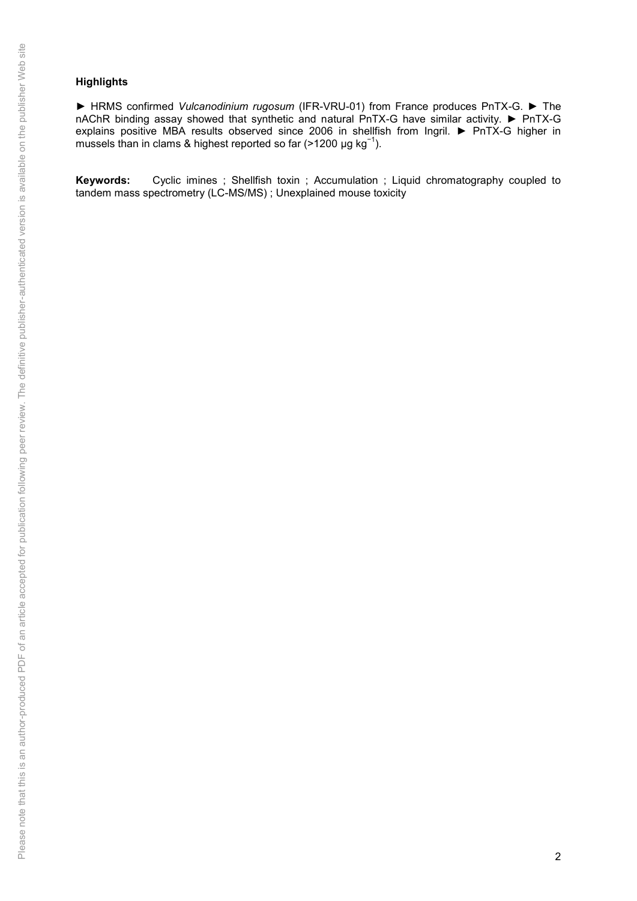**Highlights**

► HRMS confirmed *Vulcanodinium rugosum* (IFR-VRU-01) from France produces PnTX-G. ► The nAChR binding assay showed that synthetic and natural PnTX-G have similar activity. ► PnTX-G explains positive MBA results observed since 2006 in shellfish from Ingril. ► PnTX-G higher in mussels than in clams & highest reported so far (>1200 µg $kg^{-1}$).

**Keywords:** Cyclic imines ; Shellfish toxin ; Accumulation ; Liquid chromatography coupled to tandem mass spectrometry (LC-MS/MS) ; Unexplained mouse toxicity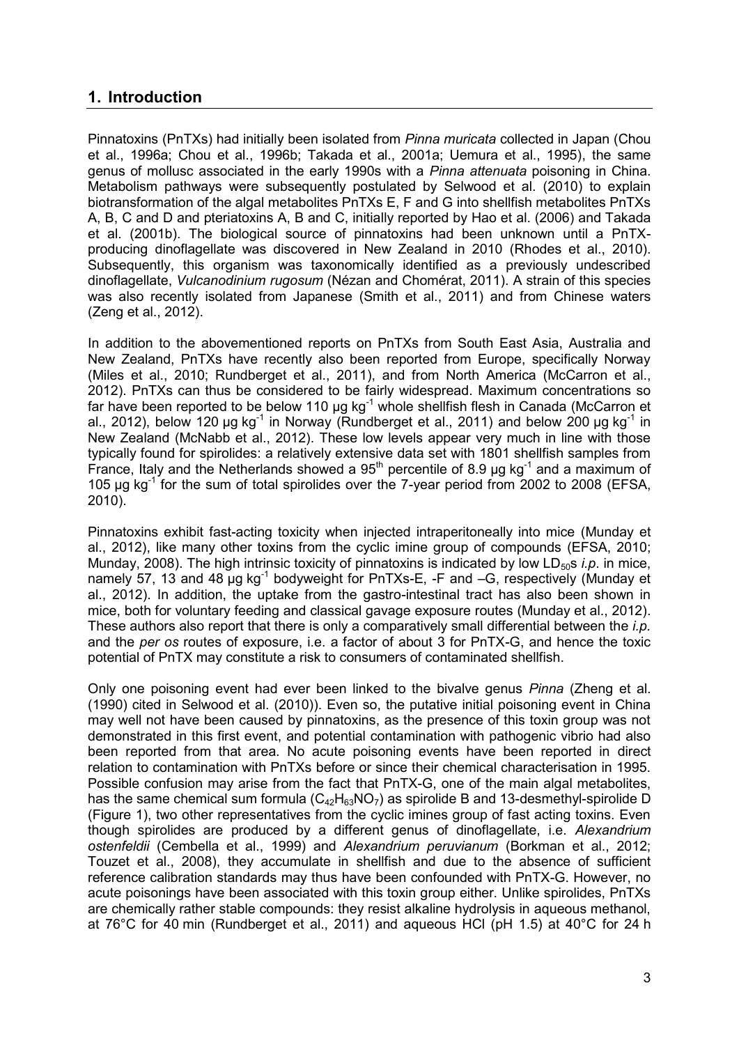## 1. Introduction

Pinnatoxins (PnTXs) had initially been isolated from *Pinna muricata* collected in Japan (Chou et al., 1996a; Chou et al., 1996b; Takada et al., 2001a; Uemura et al., 1995), the same genus of mollusc associated in the early 1990s with a *Pinna attenuata* poisoning in China. Metabolism pathways were subsequently postulated by Selwood et al. (2010) to explain biotransformation of the algal metabolites PnTXs E, F and G into shellfish metabolites PnTXs A, B, C and D and pteriatoxins A, B and C, initially reported by Hao et al. (2006) and Takada et al. (2001b). The biological source of pinnatoxins had been unknown until a PnTX-producing dinoflagellate was discovered in New Zealand in 2010 (Rhodes et al., 2010). Subsequently, this organism was taxonomically identified as a previously undescribed dinoflagellate, *Vulcanodinium rugosum* (Nézan and Chomérat, 2011). A strain of this species was also recently isolated from Japanese (Smith et al., 2011) and from Chinese waters (Zeng et al., 2012).

In addition to the abovementioned reports on PnTXs from South East Asia, Australia and New Zealand, PnTXs have recently also been reported from Europe, specifically Norway (Miles et al., 2010; Rundberget et al., 2011), and from North America (McCarron et al., 2012). PnTXs can thus be considered to be fairly widespread. Maximum concentrations so far have been reported to be below 110 µg $kg^{-1}$ whole shellfish flesh in Canada (McCarron et al., 2012), below 120 µg $kg^{-1}$ in Norway (Rundberget et al., 2011) and below 200 µg $kg^{-1}$ in New Zealand (McNabb et al., 2012). These low levels appear very much in line with those typically found for spirolides: a relatively extensive data set with 1801 shellfish samples from France, Italy and the Netherlands showed a $95^{th}$ percentile of 8.9 µg $kg^{-1}$ and a maximum of 105 µg $kg^{-1}$ for the sum of total spirolides over the 7-year period from 2002 to 2008 (EFSA, 2010).

Pinnatoxins exhibit fast-acting toxicity when injected intraperitoneally into mice (Munday et al., 2012), like many other toxins from the cyclic imine group of compounds (EFSA, 2010; Munday, 2008). The high intrinsic toxicity of pinnatoxins is indicated by low $LD_{50}$s *i.p.* in mice, namely 57, 13 and 48 µg $kg^{-1}$ bodyweight for PnTXs-E, -F and –G, respectively (Munday et al., 2012). In addition, the uptake from the gastro-intestinal tract has also been shown in mice, both for voluntary feeding and classical gavage exposure routes (Munday et al., 2012). These authors also report that there is only a comparatively small differential between the *i.p.* and the *per os* routes of exposure, i.e. a factor of about 3 for PnTX-G, and hence the toxic potential of PnTX may constitute a risk to consumers of contaminated shellfish.

Only one poisoning event had ever been linked to the bivalve genus *Pinna* (Zheng et al. (1990) cited in Selwood et al. (2010)). Even so, the putative initial poisoning event in China may well not have been caused by pinnatoxins, as the presence of this toxin group was not demonstrated in this first event, and potential contamination with pathogenic vibrio had also been reported from that area. No acute poisoning events have been reported in direct relation to contamination with PnTXs before or since their chemical characterisation in 1995. Possible confusion may arise from the fact that PnTX-G, one of the main algal metabolites, has the same chemical sum formula ($C_{42}H_{63}NO_7$) as spirolide B and 13-desmethyl-spirolide D (Figure 1), two other representatives from the cyclic imines group of fast acting toxins. Even though spirolides are produced by a different genus of dinoflagellate, i.e. *Alexandrium ostenfeldii* (Cembella et al., 1999) and *Alexandrium peruvianum* (Borkman et al., 2012; Touzet et al., 2008), they accumulate in shellfish and due to the absence of sufficient reference calibration standards may thus have been confounded with PnTX-G. However, no acute poisonings have been associated with this toxin group either. Unlike spirolides, PnTXs are chemically rather stable compounds: they resist alkaline hydrolysis in aqueous methanol, at 76°C for 40 min (Rundberget et al., 2011) and aqueous HCl (pH 1.5) at 40°C for 24 h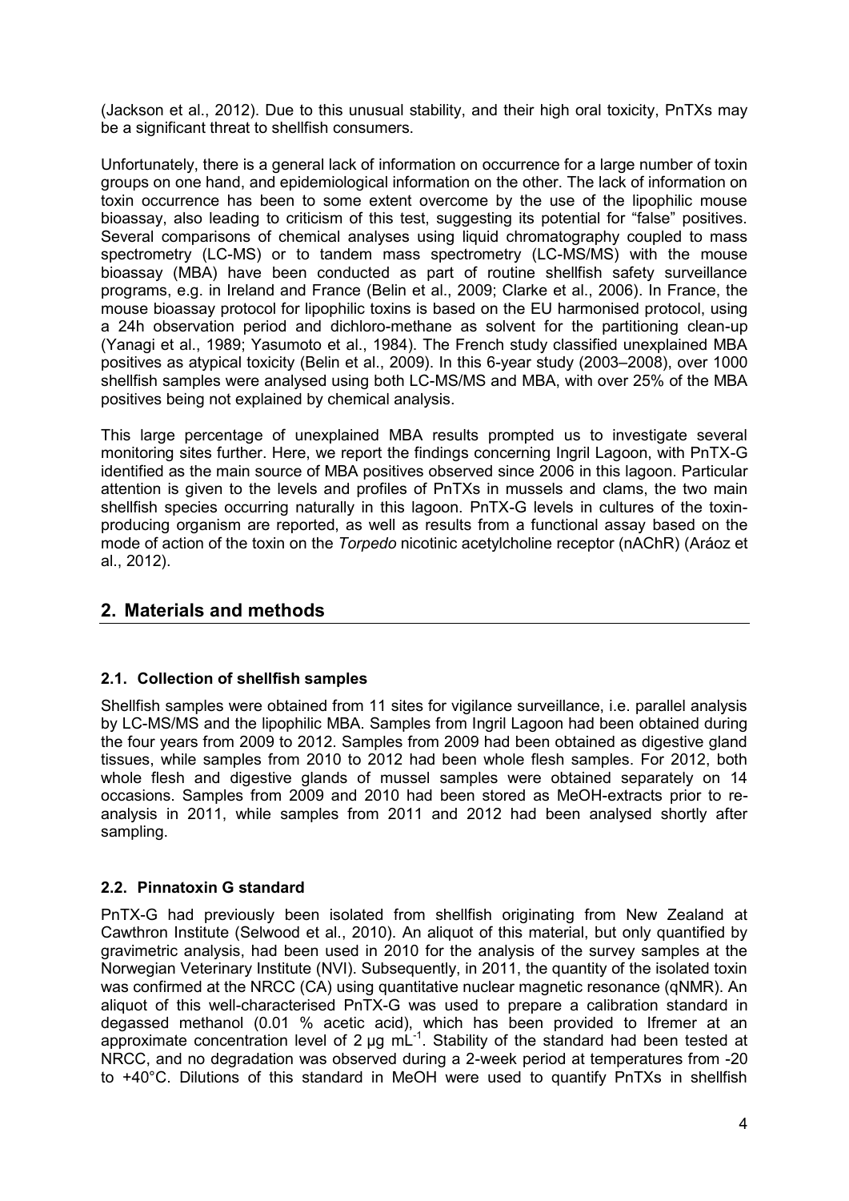(Jackson et al., 2012). Due to this unusual stability, and their high oral toxicity, PnTXs may be a significant threat to shellfish consumers.

Unfortunately, there is a general lack of information on occurrence for a large number of toxin groups on one hand, and epidemiological information on the other. The lack of information on toxin occurrence has been to some extent overcome by the use of the lipophilic mouse bioassay, also leading to criticism of this test, suggesting its potential for "false" positives. Several comparisons of chemical analyses using liquid chromatography coupled to mass spectrometry (LC-MS) or to tandem mass spectrometry (LC-MS/MS) with the mouse bioassay (MBA) have been conducted as part of routine shellfish safety surveillance programs, e.g. in Ireland and France (Belin et al., 2009; Clarke et al., 2006). In France, the mouse bioassay protocol for lipophilic toxins is based on the EU harmonised protocol, using a 24h observation period and dichloro-methane as solvent for the partitioning clean-up (Yanagi et al., 1989; Yasumoto et al., 1984). The French study classified unexplained MBA positives as atypical toxicity (Belin et al., 2009). In this 6-year study (2003–2008), over 1000 shellfish samples were analysed using both LC-MS/MS and MBA, with over 25% of the MBA positives being not explained by chemical analysis.

This large percentage of unexplained MBA results prompted us to investigate several monitoring sites further. Here, we report the findings concerning Ingril Lagoon, with PnTX-G identified as the main source of MBA positives observed since 2006 in this lagoon. Particular attention is given to the levels and profiles of PnTXs in mussels and clams, the two main shellfish species occurring naturally in this lagoon. PnTX-G levels in cultures of the toxin-producing organism are reported, as well as results from a functional assay based on the mode of action of the toxin on the *Torpedo* nicotinic acetylcholine receptor (nAChR) (Aráoz et al., 2012).

## 2. Materials and methods

### 2.1. Collection of shellfish samples

Shellfish samples were obtained from 11 sites for vigilance surveillance, i.e. parallel analysis by LC-MS/MS and the lipophilic MBA. Samples from Ingril Lagoon had been obtained during the four years from 2009 to 2012. Samples from 2009 had been obtained as digestive gland tissues, while samples from 2010 to 2012 had been whole flesh samples. For 2012, both whole flesh and digestive glands of mussel samples were obtained separately on 14 occasions. Samples from 2009 and 2010 had been stored as MeOH-extracts prior to re-analysis in 2011, while samples from 2011 and 2012 had been analysed shortly after sampling.

### 2.2. Pinnatoxin G standard

PnTX-G had previously been isolated from shellfish originating from New Zealand at Cawthron Institute (Selwood et al., 2010). An aliquot of this material, but only quantified by gravimetric analysis, had been used in 2010 for the analysis of the survey samples at the Norwegian Veterinary Institute (NVI). Subsequently, in 2011, the quantity of the isolated toxin was confirmed at the NRCC (CA) using quantitative nuclear magnetic resonance (qNMR). An aliquot of this well-characterised PnTX-G was used to prepare a calibration standard in degassed methanol (0.01 % acetic acid), which has been provided to Ifremer at an approximate concentration level of 2 µg $mL^{-1}$. Stability of the standard had been tested at NRCC, and no degradation was observed during a 2-week period at temperatures from -20 to +40°C. Dilutions of this standard in MeOH were used to quantify PnTXs in shellfish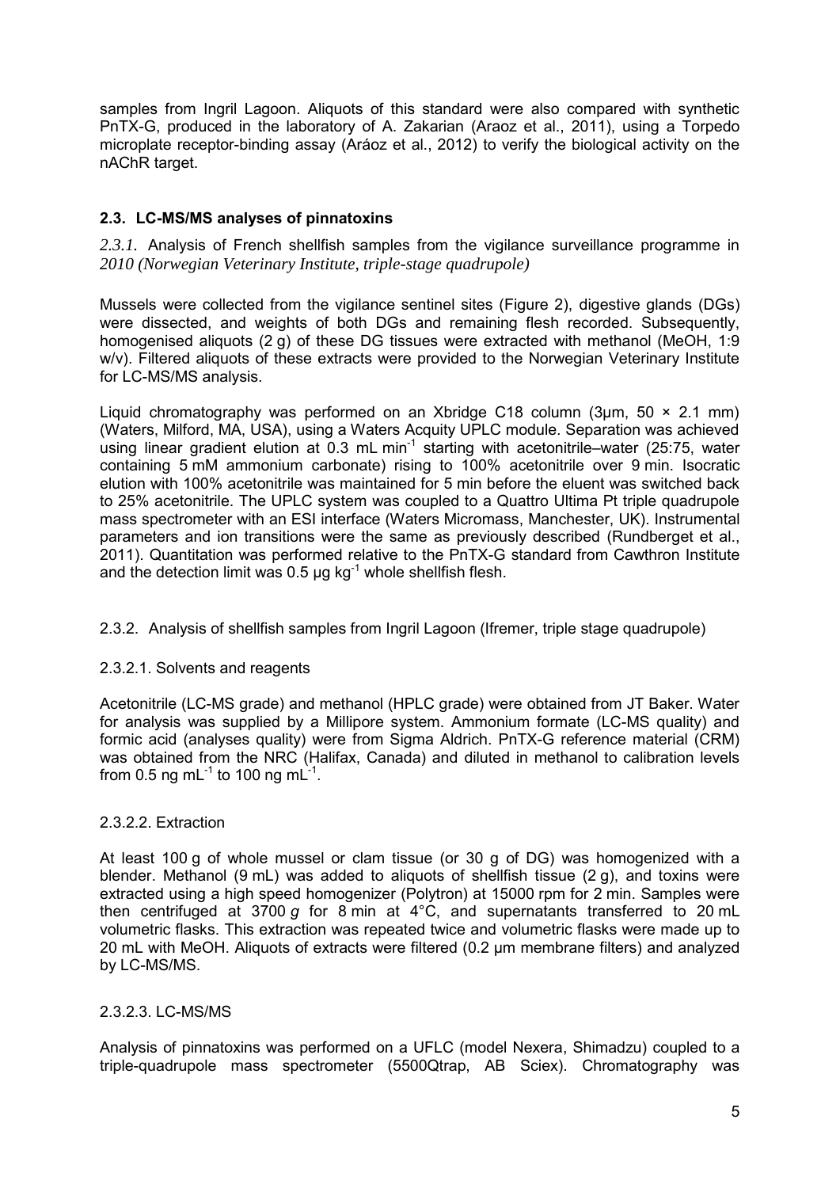samples from Ingril Lagoon. Aliquots of this standard were also compared with synthetic PnTX-G, produced in the laboratory of A. Zakarian (Araoz et al., 2011), using a Torpedo microplate receptor-binding assay (Aráoz et al., 2012) to verify the biological activity on the nAChR target.

### 2.3. LC-MS/MS analyses of pinnatoxins

#### *2.3.1.* Analysis of French shellfish samples from the vigilance surveillance programme in *2010 (Norwegian Veterinary Institute, triple-stage quadrupole)*

Mussels were collected from the vigilance sentinel sites (Figure 2), digestive glands (DGs) were dissected, and weights of both DGs and remaining flesh recorded. Subsequently, homogenised aliquots (2 g) of these DG tissues were extracted with methanol (MeOH, 1:9 w/v). Filtered aliquots of these extracts were provided to the Norwegian Veterinary Institute for LC-MS/MS analysis.

Liquid chromatography was performed on an Xbridge C18 column (3µm, 50 × 2.1 mm) (Waters, Milford, MA, USA), using a Waters Acquity UPLC module. Separation was achieved using linear gradient elution at 0.3 mL $min^{-1}$ starting with acetonitrile–water (25:75, water containing 5 mM ammonium carbonate) rising to 100% acetonitrile over 9 min. Isocratic elution with 100% acetonitrile was maintained for 5 min before the eluent was switched back to 25% acetonitrile. The UPLC system was coupled to a Quattro Ultima Pt triple quadrupole mass spectrometer with an ESI interface (Waters Micromass, Manchester, UK). Instrumental parameters and ion transitions were the same as previously described (Rundberget et al., 2011). Quantitation was performed relative to the PnTX-G standard from Cawthron Institute and the detection limit was 0.5 µg $kg^{-1}$ whole shellfish flesh.

#### 2.3.2. Analysis of shellfish samples from Ingril Lagoon (Ifremer, triple stage quadrupole)

##### 2.3.2.1. Solvents and reagents

Acetonitrile (LC-MS grade) and methanol (HPLC grade) were obtained from JT Baker. Water for analysis was supplied by a Millipore system. Ammonium formate (LC-MS quality) and formic acid (analyses quality) were from Sigma Aldrich. PnTX-G reference material (CRM) was obtained from the NRC (Halifax, Canada) and diluted in methanol to calibration levels from 0.5 ng $mL^{-1}$ to 100 ng $mL^{-1}$.

##### 2.3.2.2. Extraction

At least 100 g of whole mussel or clam tissue (or 30 g of DG) was homogenized with a blender. Methanol (9 mL) was added to aliquots of shellfish tissue (2 g), and toxins were extracted using a high speed homogenizer (Polytron) at 15000 rpm for 2 min. Samples were then centrifuged at 3700 *g* for 8 min at 4°C, and supernatants transferred to 20 mL volumetric flasks. This extraction was repeated twice and volumetric flasks were made up to 20 mL with MeOH. Aliquots of extracts were filtered (0.2 µm membrane filters) and analyzed by LC-MS/MS.

##### 2.3.2.3. LC-MS/MS

Analysis of pinnatoxins was performed on a UFLC (model Nexera, Shimadzu) coupled to a triple-quadrupole mass spectrometer (5500Qtrap, AB Sciex). Chromatography was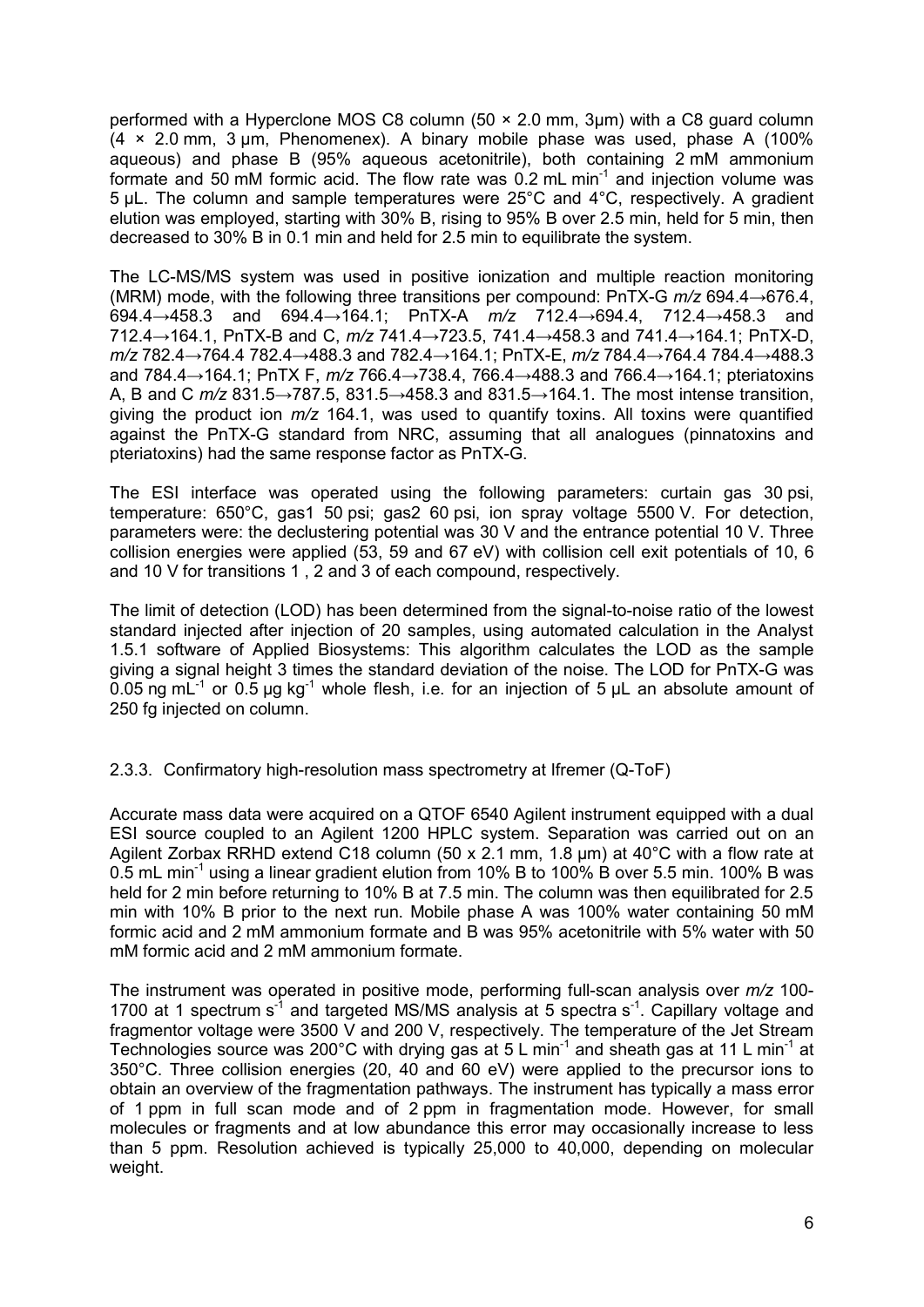performed with a Hyperclone MOS C8 column (50 × 2.0 mm, 3µm) with a C8 guard column (4 × 2.0 mm, 3 µm, Phenomenex). A binary mobile phase was used, phase A (100% aqueous) and phase B (95% aqueous acetonitrile), both containing 2 mM ammonium formate and 50 mM formic acid. The flow rate was 0.2 mL min$^{-1}$ and injection volume was 5 µL. The column and sample temperatures were 25°C and 4°C, respectively. A gradient elution was employed, starting with 30% B, rising to 95% B over 2.5 min, held for 5 min, then decreased to 30% B in 0.1 min and held for 2.5 min to equilibrate the system.

The LC-MS/MS system was used in positive ionization and multiple reaction monitoring (MRM) mode, with the following three transitions per compound: PnTX-G *m/z* 694.4→676.4, 694.4→458.3 and 694.4→164.1; PnTX-A *m/z* 712.4→694.4, 712.4→458.3 and 712.4→164.1, PnTX-B and C, *m/z* 741.4→723.5, 741.4→458.3 and 741.4→164.1; PnTX-D, *m/z* 782.4→764.4 782.4→488.3 and 782.4→164.1; PnTX-E, *m/z* 784.4→764.4 784.4→488.3 and 784.4→164.1; PnTX F, *m/z* 766.4→738.4, 766.4→488.3 and 766.4→164.1; pteriatoxins A, B and C *m/z* 831.5→787.5, 831.5→458.3 and 831.5→164.1. The most intense transition, giving the product ion *m/z* 164.1, was used to quantify toxins. All toxins were quantified against the PnTX-G standard from NRC, assuming that all analogues (pinnatoxins and pteriatoxins) had the same response factor as PnTX-G.

The ESI interface was operated using the following parameters: curtain gas 30 psi, temperature: 650°C, gas1 50 psi; gas2 60 psi, ion spray voltage 5500 V. For detection, parameters were: the declustering potential was 30 V and the entrance potential 10 V. Three collision energies were applied (53, 59 and 67 eV) with collision cell exit potentials of 10, 6 and 10 V for transitions 1 , 2 and 3 of each compound, respectively.

The limit of detection (LOD) has been determined from the signal-to-noise ratio of the lowest standard injected after injection of 20 samples, using automated calculation in the Analyst 1.5.1 software of Applied Biosystems: This algorithm calculates the LOD as the sample giving a signal height 3 times the standard deviation of the noise. The LOD for PnTX-G was 0.05 ng mL$^{-1}$ or 0.5 µg kg$^{-1}$ whole flesh, i.e. for an injection of 5 µL an absolute amount of 250 fg injected on column.

### 2.3.3. Confirmatory high-resolution mass spectrometry at Ifremer (Q-ToF)

Accurate mass data were acquired on a QTOF 6540 Agilent instrument equipped with a dual ESI source coupled to an Agilent 1200 HPLC system. Separation was carried out on an Agilent Zorbax RRHD extend C18 column (50 x 2.1 mm, 1.8 µm) at 40°C with a flow rate at 0.5 mL min$^{-1}$ using a linear gradient elution from 10% B to 100% B over 5.5 min. 100% B was held for 2 min before returning to 10% B at 7.5 min. The column was then equilibrated for 2.5 min with 10% B prior to the next run. Mobile phase A was 100% water containing 50 mM formic acid and 2 mM ammonium formate and B was 95% acetonitrile with 5% water with 50 mM formic acid and 2 mM ammonium formate.

The instrument was operated in positive mode, performing full-scan analysis over *m/z* 100-1700 at 1 spectrum s$^{-1}$ and targeted MS/MS analysis at 5 spectra s$^{-1}$. Capillary voltage and fragmentor voltage were 3500 V and 200 V, respectively. The temperature of the Jet Stream Technologies source was 200°C with drying gas at 5 L min$^{-1}$ and sheath gas at 11 L min$^{-1}$ at 350°C. Three collision energies (20, 40 and 60 eV) were applied to the precursor ions to obtain an overview of the fragmentation pathways. The instrument has typically a mass error of 1 ppm in full scan mode and of 2 ppm in fragmentation mode. However, for small molecules or fragments and at low abundance this error may occasionally increase to less than 5 ppm. Resolution achieved is typically 25,000 to 40,000, depending on molecular weight.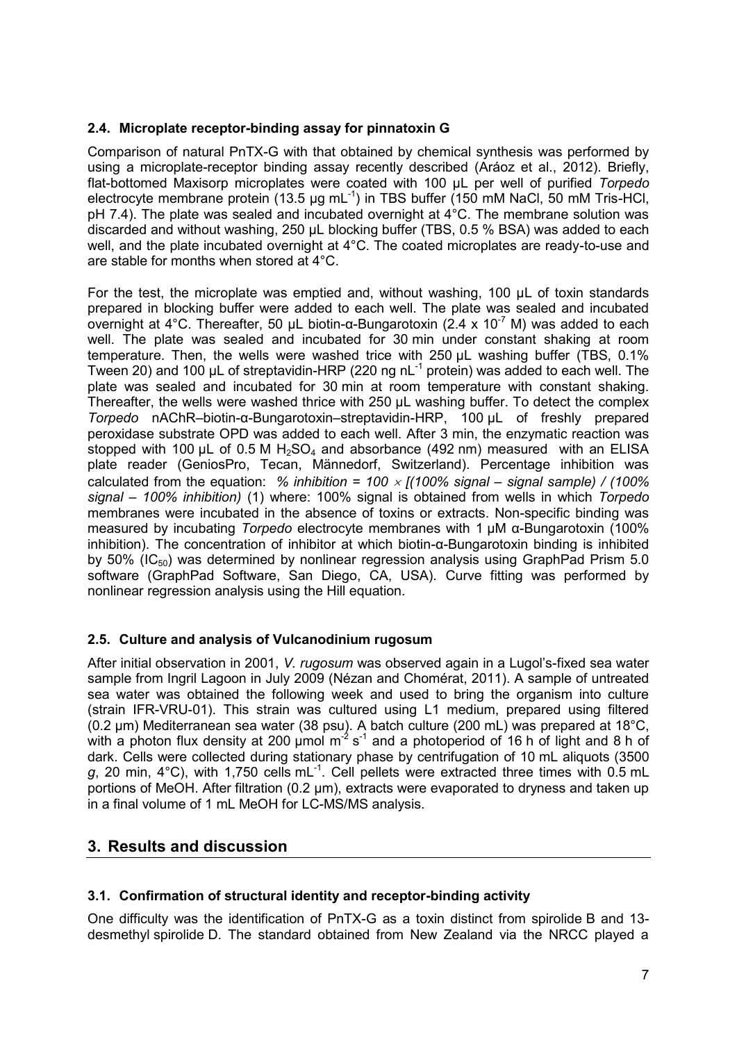### 2.4. Microplate receptor-binding assay for pinnatoxin G

Comparison of natural PnTX-G with that obtained by chemical synthesis was performed by using a microplate-receptor binding assay recently described (Aráoz et al., 2012). Briefly, flat-bottomed Maxisorp microplates were coated with 100 µL per well of purified *Torpedo* electrocyte membrane protein (13.5 µg $mL^{-1}$) in TBS buffer (150 mM NaCl, 50 mM Tris-HCl, pH 7.4). The plate was sealed and incubated overnight at 4°C. The membrane solution was discarded and without washing, 250 µL blocking buffer (TBS, 0.5 % BSA) was added to each well, and the plate incubated overnight at 4°C. The coated microplates are ready-to-use and are stable for months when stored at 4°C.

For the test, the microplate was emptied and, without washing, 100 µL of toxin standards prepared in blocking buffer were added to each well. The plate was sealed and incubated overnight at 4°C. Thereafter, 50 µL biotin-α-Bungarotoxin (2.4 x $10^{-7}$ M) was added to each well. The plate was sealed and incubated for 30 min under constant shaking at room temperature. Then, the wells were washed trice with 250 µL washing buffer (TBS, 0.1% Tween 20) and 100 µL of streptavidin-HRP (220 ng $nL^{-1}$ protein) was added to each well. The plate was sealed and incubated for 30 min at room temperature with constant shaking. Thereafter, the wells were washed thrice with 250 µL washing buffer. To detect the complex *Torpedo* nAChR–biotin-α-Bungarotoxin–streptavidin-HRP, 100 µL of freshly prepared peroxidase substrate OPD was added to each well. After 3 min, the enzymatic reaction was stopped with 100 µL of 0.5 M $H_2SO_4$ and absorbance (492 nm) measured with an ELISA plate reader (GeniosPro, Tecan, Männedorf, Switzerland). Percentage inhibition was calculated from the equation: *% inhibition = 100 × [(100% signal – signal sample) / (100% signal – 100% inhibition)* (1) where: 100% signal is obtained from wells in which *Torpedo* membranes were incubated in the absence of toxins or extracts. Non-specific binding was measured by incubating *Torpedo* electrocyte membranes with 1 µM α-Bungarotoxin (100% inhibition). The concentration of inhibitor at which biotin-α-Bungarotoxin binding is inhibited by 50% ($IC_{50}$) was determined by nonlinear regression analysis using GraphPad Prism 5.0 software (GraphPad Software, San Diego, CA, USA). Curve fitting was performed by nonlinear regression analysis using the Hill equation.

### 2.5. Culture and analysis of Vulcanodinium rugosum

After initial observation in 2001, *V. rugosum* was observed again in a Lugol's-fixed sea water sample from Ingril Lagoon in July 2009 (Nézan and Chomérat, 2011). A sample of untreated sea water was obtained the following week and used to bring the organism into culture (strain IFR-VRU-01). This strain was cultured using L1 medium, prepared using filtered (0.2 µm) Mediterranean sea water (38 psu). A batch culture (200 mL) was prepared at 18°C, with a photon flux density at 200 µmol $m^{-2}$ $s^{-1}$ and a photoperiod of 16 h of light and 8 h of dark. Cells were collected during stationary phase by centrifugation of 10 mL aliquots (3500 *g*, 20 min, 4°C), with 1,750 cells $mL^{-1}$. Cell pellets were extracted three times with 0.5 mL portions of MeOH. After filtration (0.2 µm), extracts were evaporated to dryness and taken up in a final volume of 1 mL MeOH for LC-MS/MS analysis.

## 3. Results and discussion

### 3.1. Confirmation of structural identity and receptor-binding activity

One difficulty was the identification of PnTX-G as a toxin distinct from spirolide B and 13-desmethyl spirolide D. The standard obtained from New Zealand via the NRCC played a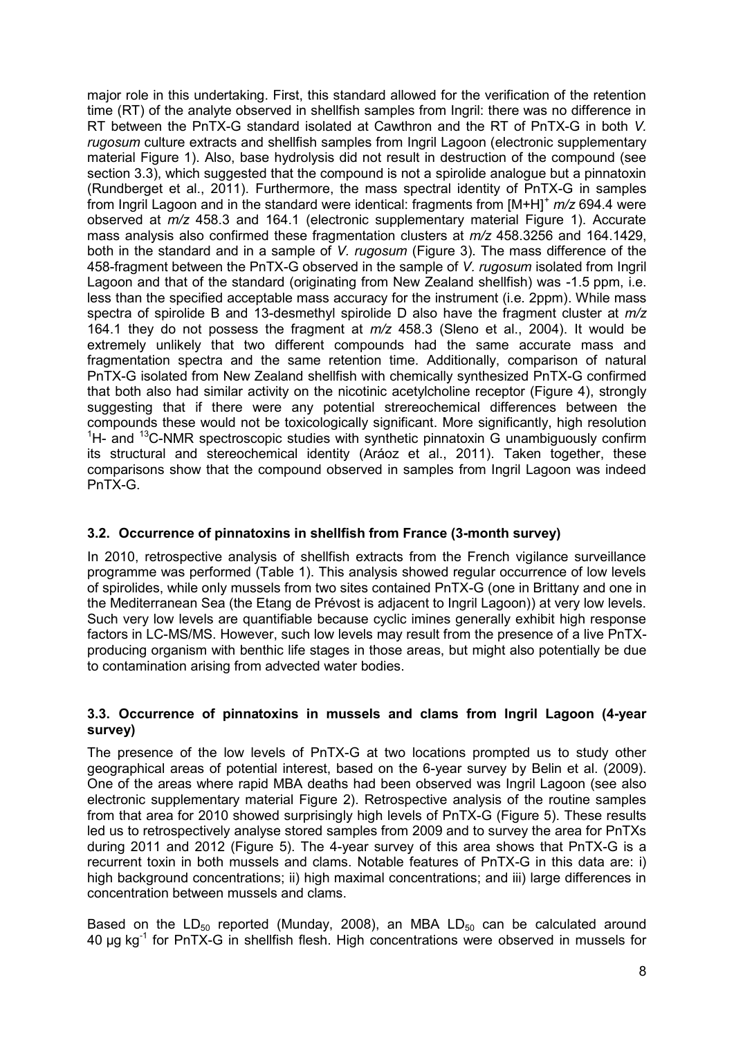major role in this undertaking. First, this standard allowed for the verification of the retention time (RT) of the analyte observed in shellfish samples from Ingril: there was no difference in RT between the PnTX-G standard isolated at Cawthron and the RT of PnTX-G in both *V. rugosum* culture extracts and shellfish samples from Ingril Lagoon (electronic supplementary material Figure 1). Also, base hydrolysis did not result in destruction of the compound (see section 3.3), which suggested that the compound is not a spirolide analogue but a pinnatoxin (Rundberget et al., 2011). Furthermore, the mass spectral identity of PnTX-G in samples from Ingril Lagoon and in the standard were identical: fragments from $[M+H]^+$ *m/z* 694.4 were observed at *m/z* 458.3 and 164.1 (electronic supplementary material Figure 1). Accurate mass analysis also confirmed these fragmentation clusters at *m/z* 458.3256 and 164.1429, both in the standard and in a sample of *V. rugosum* (Figure 3). The mass difference of the 458-fragment between the PnTX-G observed in the sample of *V. rugosum* isolated from Ingril Lagoon and that of the standard (originating from New Zealand shellfish) was -1.5 ppm, i.e. less than the specified acceptable mass accuracy for the instrument (i.e. 2ppm). While mass spectra of spirolide B and 13-desmethyl spirolide D also have the fragment cluster at *m/z* 164.1 they do not possess the fragment at *m/z* 458.3 (Sleno et al., 2004). It would be extremely unlikely that two different compounds had the same accurate mass and fragmentation spectra and the same retention time. Additionally, comparison of natural PnTX-G isolated from New Zealand shellfish with chemically synthesized PnTX-G confirmed that both also had similar activity on the nicotinic acetylcholine receptor (Figure 4), strongly suggesting that if there were any potential strereochemical differences between the compounds these would not be toxicologically significant. More significantly, high resolution $^{1}$H- and $^{13}$C-NMR spectroscopic studies with synthetic pinnatoxin G unambiguously confirm its structural and stereochemical identity (Aráoz et al., 2011). Taken together, these comparisons show that the compound observed in samples from Ingril Lagoon was indeed PnTX-G.

### 3.2. Occurrence of pinnatoxins in shellfish from France (3-month survey)

In 2010, retrospective analysis of shellfish extracts from the French vigilance surveillance programme was performed (Table 1). This analysis showed regular occurrence of low levels of spirolides, while only mussels from two sites contained PnTX-G (one in Brittany and one in the Mediterranean Sea (the Etang de Prévost is adjacent to Ingril Lagoon)) at very low levels. Such very low levels are quantifiable because cyclic imines generally exhibit high response factors in LC-MS/MS. However, such low levels may result from the presence of a live PnTX-producing organism with benthic life stages in those areas, but might also potentially be due to contamination arising from advected water bodies.

### 3.3. Occurrence of pinnatoxins in mussels and clams from Ingril Lagoon (4-year survey)

The presence of the low levels of PnTX-G at two locations prompted us to study other geographical areas of potential interest, based on the 6-year survey by Belin et al. (2009). One of the areas where rapid MBA deaths had been observed was Ingril Lagoon (see also electronic supplementary material Figure 2). Retrospective analysis of the routine samples from that area for 2010 showed surprisingly high levels of PnTX-G (Figure 5). These results led us to retrospectively analyse stored samples from 2009 and to survey the area for PnTXs during 2011 and 2012 (Figure 5). The 4-year survey of this area shows that PnTX-G is a recurrent toxin in both mussels and clams. Notable features of PnTX-G in this data are: i) high background concentrations; ii) high maximal concentrations; and iii) large differences in concentration between mussels and clams.

Based on the $LD_{50}$ reported (Munday, 2008), an MBA $LD_{50}$ can be calculated around 40 µg $kg^{-1}$ for PnTX-G in shellfish flesh. High concentrations were observed in mussels for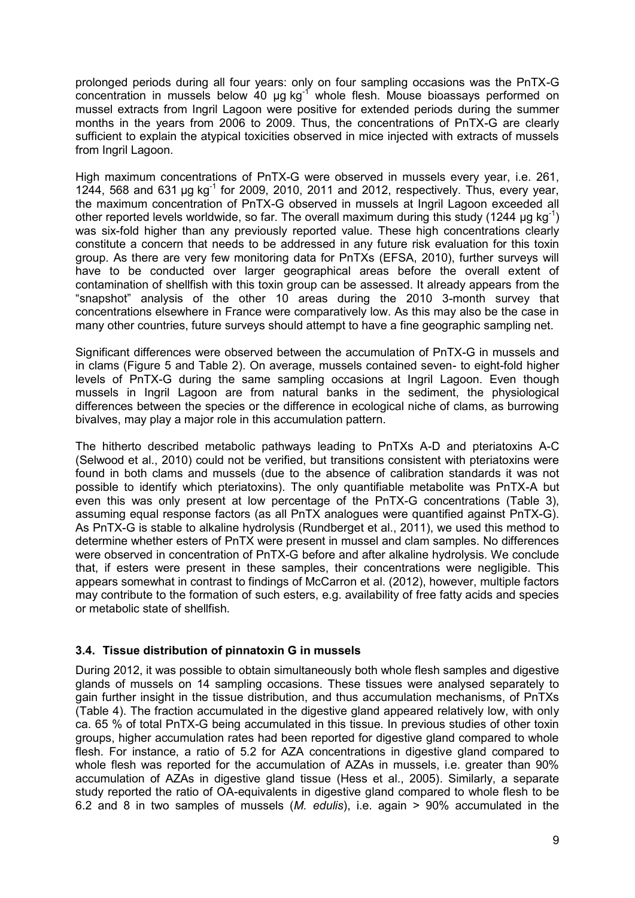prolonged periods during all four years: only on four sampling occasions was the PnTX-G concentration in mussels below 40 µg kg$^{-1}$ whole flesh. Mouse bioassays performed on mussel extracts from Ingril Lagoon were positive for extended periods during the summer months in the years from 2006 to 2009. Thus, the concentrations of PnTX-G are clearly sufficient to explain the atypical toxicities observed in mice injected with extracts of mussels from Ingril Lagoon.

High maximum concentrations of PnTX-G were observed in mussels every year, i.e. 261, 1244, 568 and 631 µg kg$^{-1}$ for 2009, 2010, 2011 and 2012, respectively. Thus, every year, the maximum concentration of PnTX-G observed in mussels at Ingril Lagoon exceeded all other reported levels worldwide, so far. The overall maximum during this study (1244 µg kg$^{-1}$) was six-fold higher than any previously reported value. These high concentrations clearly constitute a concern that needs to be addressed in any future risk evaluation for this toxin group. As there are very few monitoring data for PnTXs (EFSA, 2010), further surveys will have to be conducted over larger geographical areas before the overall extent of contamination of shellfish with this toxin group can be assessed. It already appears from the "snapshot" analysis of the other 10 areas during the 2010 3-month survey that concentrations elsewhere in France were comparatively low. As this may also be the case in many other countries, future surveys should attempt to have a fine geographic sampling net.

Significant differences were observed between the accumulation of PnTX-G in mussels and in clams (Figure 5 and Table 2). On average, mussels contained seven- to eight-fold higher levels of PnTX-G during the same sampling occasions at Ingril Lagoon. Even though mussels in Ingril Lagoon are from natural banks in the sediment, the physiological differences between the species or the difference in ecological niche of clams, as burrowing bivalves, may play a major role in this accumulation pattern.

The hitherto described metabolic pathways leading to PnTXs A-D and pteriatoxins A-C (Selwood et al., 2010) could not be verified, but transitions consistent with pteriatoxins were found in both clams and mussels (due to the absence of calibration standards it was not possible to identify which pteriatoxins). The only quantifiable metabolite was PnTX-A but even this was only present at low percentage of the PnTX-G concentrations (Table 3), assuming equal response factors (as all PnTX analogues were quantified against PnTX-G). As PnTX-G is stable to alkaline hydrolysis (Rundberget et al., 2011), we used this method to determine whether esters of PnTX were present in mussel and clam samples. No differences were observed in concentration of PnTX-G before and after alkaline hydrolysis. We conclude that, if esters were present in these samples, their concentrations were negligible. This appears somewhat in contrast to findings of McCarron et al. (2012), however, multiple factors may contribute to the formation of such esters, e.g. availability of free fatty acids and species or metabolic state of shellfish.

### 3.4. Tissue distribution of pinnatoxin G in mussels

During 2012, it was possible to obtain simultaneously both whole flesh samples and digestive glands of mussels on 14 sampling occasions. These tissues were analysed separately to gain further insight in the tissue distribution, and thus accumulation mechanisms, of PnTXs (Table 4). The fraction accumulated in the digestive gland appeared relatively low, with only ca. 65 % of total PnTX-G being accumulated in this tissue. In previous studies of other toxin groups, higher accumulation rates had been reported for digestive gland compared to whole flesh. For instance, a ratio of 5.2 for AZA concentrations in digestive gland compared to whole flesh was reported for the accumulation of AZAs in mussels, i.e. greater than 90% accumulation of AZAs in digestive gland tissue (Hess et al., 2005). Similarly, a separate study reported the ratio of OA-equivalents in digestive gland compared to whole flesh to be 6.2 and 8 in two samples of mussels (*M. edulis*), i.e. again > 90% accumulated in the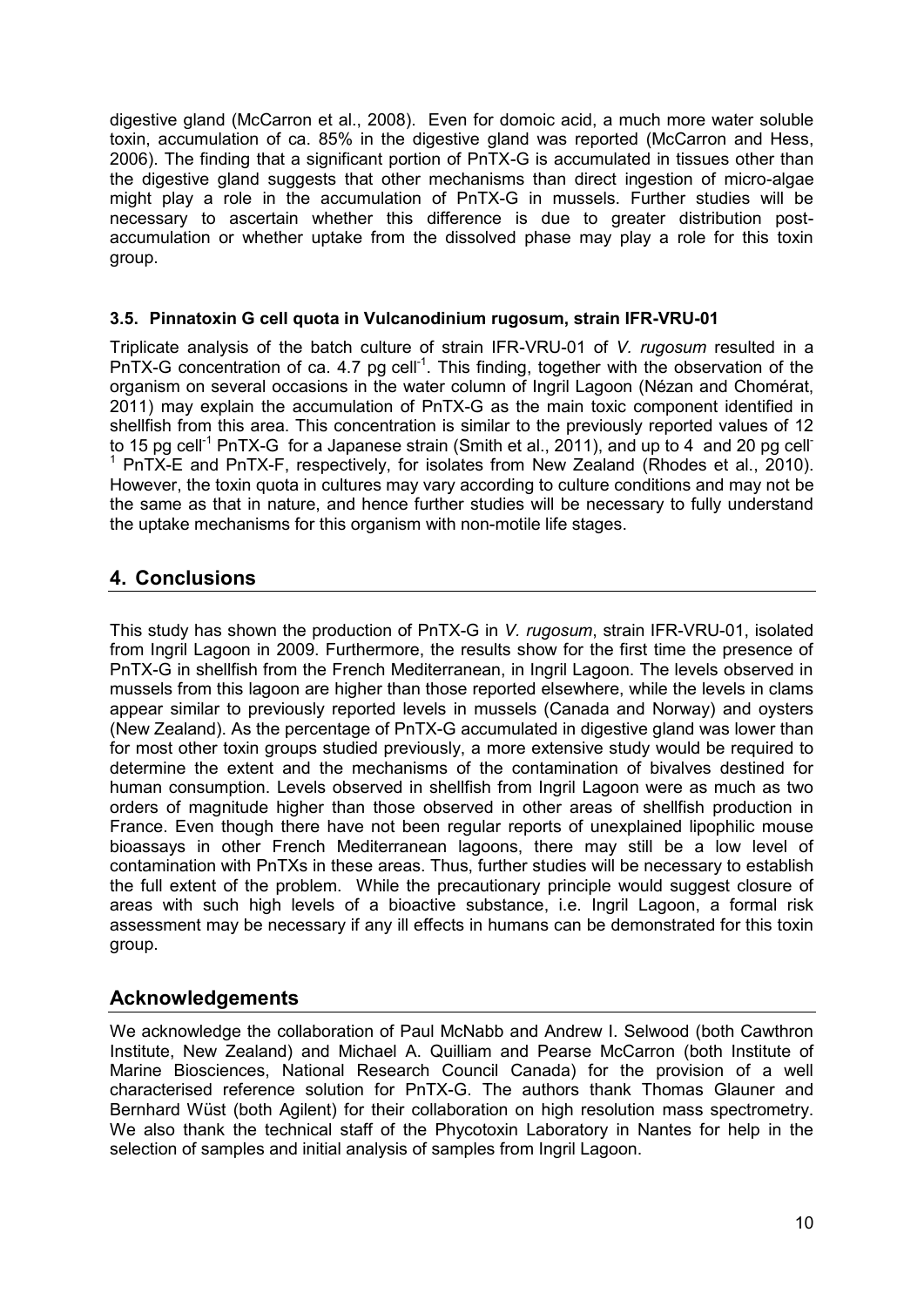digestive gland (McCarron et al., 2008). Even for domoic acid, a much more water soluble toxin, accumulation of ca. 85% in the digestive gland was reported (McCarron and Hess, 2006). The finding that a significant portion of PnTX-G is accumulated in tissues other than the digestive gland suggests that other mechanisms than direct ingestion of micro-algae might play a role in the accumulation of PnTX-G in mussels. Further studies will be necessary to ascertain whether this difference is due to greater distribution post-accumulation or whether uptake from the dissolved phase may play a role for this toxin group.

### 3.5. Pinnatoxin G cell quota in Vulcanodinium rugosum, strain IFR-VRU-01

Triplicate analysis of the batch culture of strain IFR-VRU-01 of *V. rugosum* resulted in a PnTX-G concentration of ca. 4.7 pg cell$^{-1}$. This finding, together with the observation of the organism on several occasions in the water column of Ingril Lagoon (Nézan and Chomérat, 2011) may explain the accumulation of PnTX-G as the main toxic component identified in shellfish from this area. This concentration is similar to the previously reported values of 12 to 15 pg cell$^{-1}$ PnTX-G for a Japanese strain (Smith et al., 2011), and up to 4 and 20 pg cell$^{-1}$ PnTX-E and PnTX-F, respectively, for isolates from New Zealand (Rhodes et al., 2010). However, the toxin quota in cultures may vary according to culture conditions and may not be the same as that in nature, and hence further studies will be necessary to fully understand the uptake mechanisms for this organism with non-motile life stages.

## 4. Conclusions

This study has shown the production of PnTX-G in *V. rugosum*, strain IFR-VRU-01, isolated from Ingril Lagoon in 2009. Furthermore, the results show for the first time the presence of PnTX-G in shellfish from the French Mediterranean, in Ingril Lagoon. The levels observed in mussels from this lagoon are higher than those reported elsewhere, while the levels in clams appear similar to previously reported levels in mussels (Canada and Norway) and oysters (New Zealand). As the percentage of PnTX-G accumulated in digestive gland was lower than for most other toxin groups studied previously, a more extensive study would be required to determine the extent and the mechanisms of the contamination of bivalves destined for human consumption. Levels observed in shellfish from Ingril Lagoon were as much as two orders of magnitude higher than those observed in other areas of shellfish production in France. Even though there have not been regular reports of unexplained lipophilic mouse bioassays in other French Mediterranean lagoons, there may still be a low level of contamination with PnTXs in these areas. Thus, further studies will be necessary to establish the full extent of the problem. While the precautionary principle would suggest closure of areas with such high levels of a bioactive substance, i.e. Ingril Lagoon, a formal risk assessment may be necessary if any ill effects in humans can be demonstrated for this toxin group.

## Acknowledgements

We acknowledge the collaboration of Paul McNabb and Andrew I. Selwood (both Cawthron Institute, New Zealand) and Michael A. Quilliam and Pearse McCarron (both Institute of Marine Biosciences, National Research Council Canada) for the provision of a well characterised reference solution for PnTX-G. The authors thank Thomas Glauner and Bernhard Wüst (both Agilent) for their collaboration on high resolution mass spectrometry. We also thank the technical staff of the Phycotoxin Laboratory in Nantes for help in the selection of samples and initial analysis of samples from Ingril Lagoon.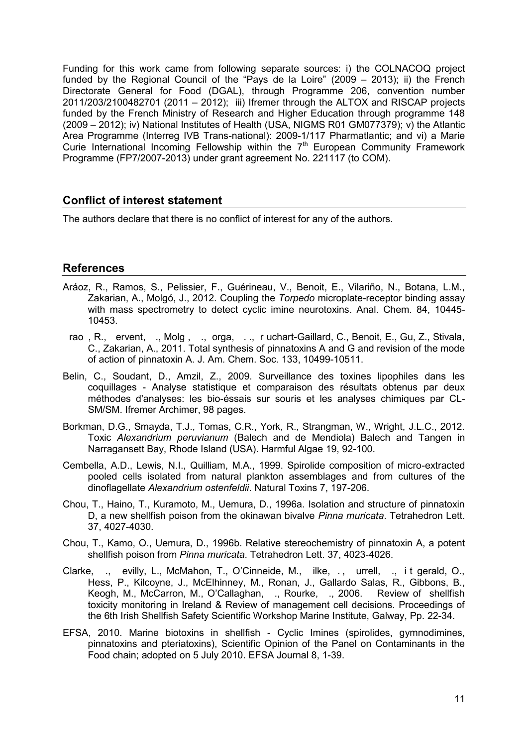Funding for this work came from following separate sources: i) the COLNACOQ project funded by the Regional Council of the "Pays de la Loire" (2009 – 2013); ii) the French Directorate General for Food (DGAL), through Programme 206, convention number 2011/203/2100482701 (2011 – 2012); iii) Ifremer through the ALTOX and RISCAP projects funded by the French Ministry of Research and Higher Education through programme 148 (2009 – 2012); iv) National Institutes of Health (USA, NIGMS R01 GM077379); v) the Atlantic Area Programme (Interreg IVB Trans-national): 2009-1/117 Pharmatlantic; and vi) a Marie Curie International Incoming Fellowship within the 7[th] European Community Framework Programme (FP7/2007-2013) under grant agreement No. 221117 (to COM).

## Conflict of interest statement

The authors declare that there is no conflict of interest for any of the authors.

## References

Aráoz, R., Ramos, S., Pelissier, F., Guérineau, V., Benoit, E., Vilariño, N., Botana, L.M., Zakarian, A., Molgó, J., 2012. Coupling the *Torpedo* microplate-receptor binding assay with mass spectrometry to detect cyclic imine neurotoxins. Anal. Chem. 84, 10445-10453.

rao , R., ervent, ., Molg , ., orga, . ., r uchart-Gaillard, C., Benoit, E., Gu, Z., Stivala, C., Zakarian, A., 2011. Total synthesis of pinnatoxins A and G and revision of the mode of action of pinnatoxin A. J. Am. Chem. Soc. 133, 10499-10511.

Belin, C., Soudant, D., Amzil, Z., 2009. Surveillance des toxines lipophiles dans les coquillages - Analyse statistique et comparaison des résultats obtenus par deux méthodes d'analyses: les bio-éssais sur souris et les analyses chimiques par CL-SM/SM. Ifremer Archimer, 98 pages.

Borkman, D.G., Smayda, T.J., Tomas, C.R., York, R., Strangman, W., Wright, J.L.C., 2012. Toxic *Alexandrium peruvianum* (Balech and de Mendiola) Balech and Tangen in Narragansett Bay, Rhode Island (USA). Harmful Algae 19, 92-100.

Cembella, A.D., Lewis, N.I., Quilliam, M.A., 1999. Spirolide composition of micro-extracted pooled cells isolated from natural plankton assemblages and from cultures of the dinoflagellate *Alexandrium ostenfeldii*. Natural Toxins 7, 197-206.

Chou, T., Haino, T., Kuramoto, M., Uemura, D., 1996a. Isolation and structure of pinnatoxin D, a new shellfish poison from the okinawan bivalve *Pinna muricata*. Tetrahedron Lett. 37, 4027-4030.

Chou, T., Kamo, O., Uemura, D., 1996b. Relative stereochemistry of pinnatoxin A, a potent shellfish poison from *Pinna muricata*. Tetrahedron Lett. 37, 4023-4026.

Clarke, ., evilly, L., McMahon, T., O'Cinneide, M., ilke, . , urrell, ., i t gerald, O., Hess, P., Kilcoyne, J., McElhinney, M., Ronan, J., Gallardo Salas, R., Gibbons, B., Keogh, M., McCarron, M., O'Callaghan, ., Rourke, ., 2006. Review of shellfish toxicity monitoring in Ireland & Review of management cell decisions. Proceedings of the 6th Irish Shellfish Safety Scientific Workshop Marine Institute, Galway, Pp. 22-34.

EFSA, 2010. Marine biotoxins in shellfish - Cyclic Imines (spirolides, gymnodimines, pinnatoxins and pteriatoxins), Scientific Opinion of the Panel on Contaminants in the Food chain; adopted on 5 July 2010. EFSA Journal 8, 1-39.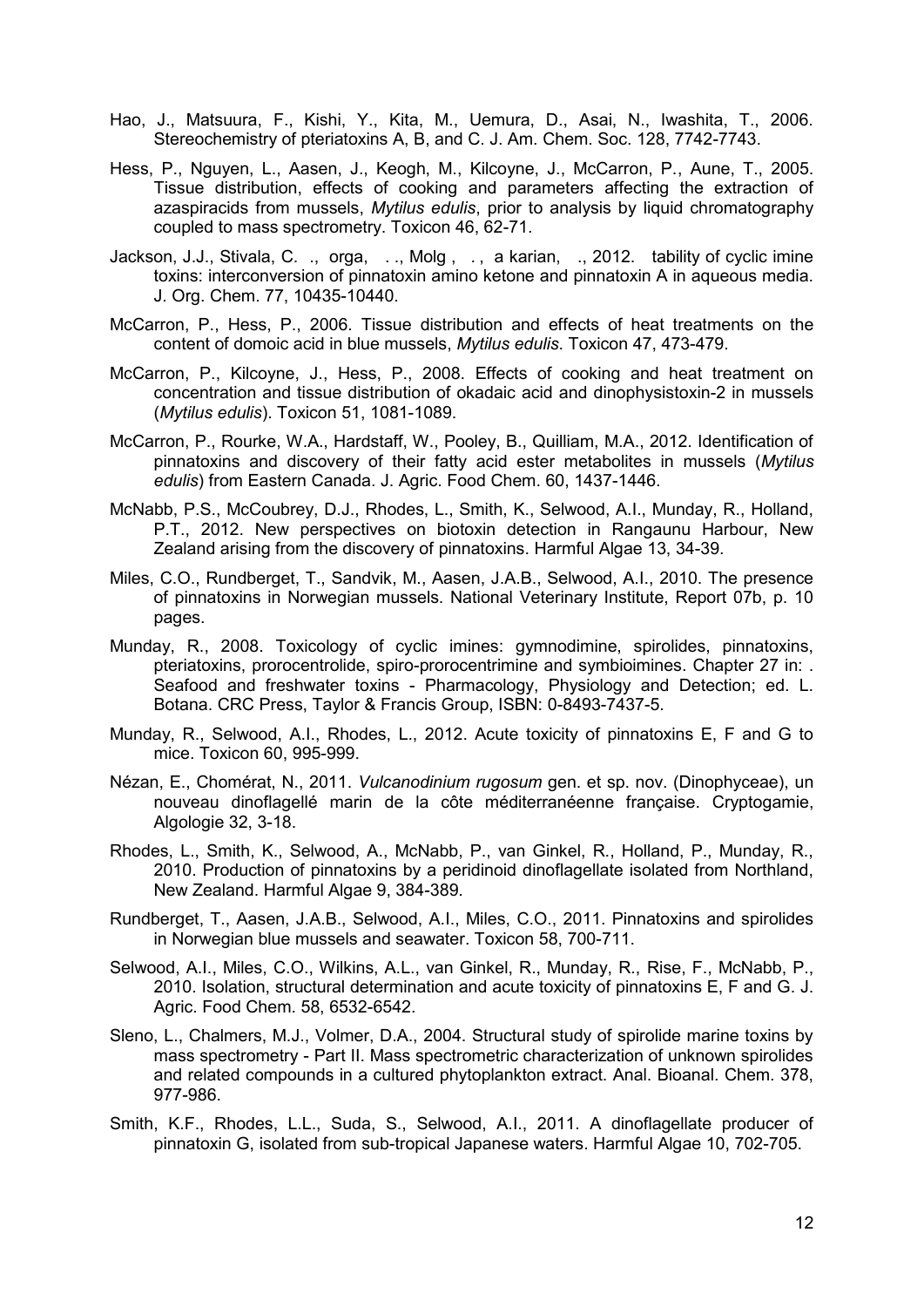Hao, J., Matsuura, F., Kishi, Y., Kita, M., Uemura, D., Asai, N., Iwashita, T., 2006. Stereochemistry of pteriatoxins A, B, and C. J. Am. Chem. Soc. 128, 7742-7743.

Hess, P., Nguyen, L., Aasen, J., Keogh, M., Kilcoyne, J., McCarron, P., Aune, T., 2005. Tissue distribution, effects of cooking and parameters affecting the extraction of azaspiracids from mussels, *Mytilus edulis*, prior to analysis by liquid chromatography coupled to mass spectrometry. Toxicon 46, 62-71.

Jackson, J.J., Stivala, C.  ., orga,   . ., Molg ,   . , a karian,   ., 2012.  tability of cyclic imine toxins: interconversion of pinnatoxin amino ketone and pinnatoxin A in aqueous media. J. Org. Chem. 77, 10435-10440.

McCarron, P., Hess, P., 2006. Tissue distribution and effects of heat treatments on the content of domoic acid in blue mussels, *Mytilus edulis*. Toxicon 47, 473-479.

McCarron, P., Kilcoyne, J., Hess, P., 2008. Effects of cooking and heat treatment on concentration and tissue distribution of okadaic acid and dinophysistoxin-2 in mussels (*Mytilus edulis*). Toxicon 51, 1081-1089.

McCarron, P., Rourke, W.A., Hardstaff, W., Pooley, B., Quilliam, M.A., 2012. Identification of pinnatoxins and discovery of their fatty acid ester metabolites in mussels (*Mytilus edulis*) from Eastern Canada. J. Agric. Food Chem. 60, 1437-1446.

McNabb, P.S., McCoubrey, D.J., Rhodes, L., Smith, K., Selwood, A.I., Munday, R., Holland, P.T., 2012. New perspectives on biotoxin detection in Rangaunu Harbour, New Zealand arising from the discovery of pinnatoxins. Harmful Algae 13, 34-39.

Miles, C.O., Rundberget, T., Sandvik, M., Aasen, J.A.B., Selwood, A.I., 2010. The presence of pinnatoxins in Norwegian mussels. National Veterinary Institute, Report 07b, p. 10 pages.

Munday, R., 2008. Toxicology of cyclic imines: gymnodimine, spirolides, pinnatoxins, pteriatoxins, prorocentrolide, spiro-prorocentrimine and symbioimines. Chapter 27 in: . Seafood and freshwater toxins - Pharmacology, Physiology and Detection; ed. L. Botana. CRC Press, Taylor & Francis Group, ISBN: 0-8493-7437-5.

Munday, R., Selwood, A.I., Rhodes, L., 2012. Acute toxicity of pinnatoxins E, F and G to mice. Toxicon 60, 995-999.

Nézan, E., Chomérat, N., 2011. *Vulcanodinium rugosum* gen. et sp. nov. (Dinophyceae), un nouveau dinoflagellé marin de la côte méditerranéenne française. Cryptogamie, Algologie 32, 3-18.

Rhodes, L., Smith, K., Selwood, A., McNabb, P., van Ginkel, R., Holland, P., Munday, R., 2010. Production of pinnatoxins by a peridinoid dinoflagellate isolated from Northland, New Zealand. Harmful Algae 9, 384-389.

Rundberget, T., Aasen, J.A.B., Selwood, A.I., Miles, C.O., 2011. Pinnatoxins and spirolides in Norwegian blue mussels and seawater. Toxicon 58, 700-711.

Selwood, A.I., Miles, C.O., Wilkins, A.L., van Ginkel, R., Munday, R., Rise, F., McNabb, P., 2010. Isolation, structural determination and acute toxicity of pinnatoxins E, F and G. J. Agric. Food Chem. 58, 6532-6542.

Sleno, L., Chalmers, M.J., Volmer, D.A., 2004. Structural study of spirolide marine toxins by mass spectrometry - Part II. Mass spectrometric characterization of unknown spirolides and related compounds in a cultured phytoplankton extract. Anal. Bioanal. Chem. 378, 977-986.

Smith, K.F., Rhodes, L.L., Suda, S., Selwood, A.I., 2011. A dinoflagellate producer of pinnatoxin G, isolated from sub-tropical Japanese waters. Harmful Algae 10, 702-705.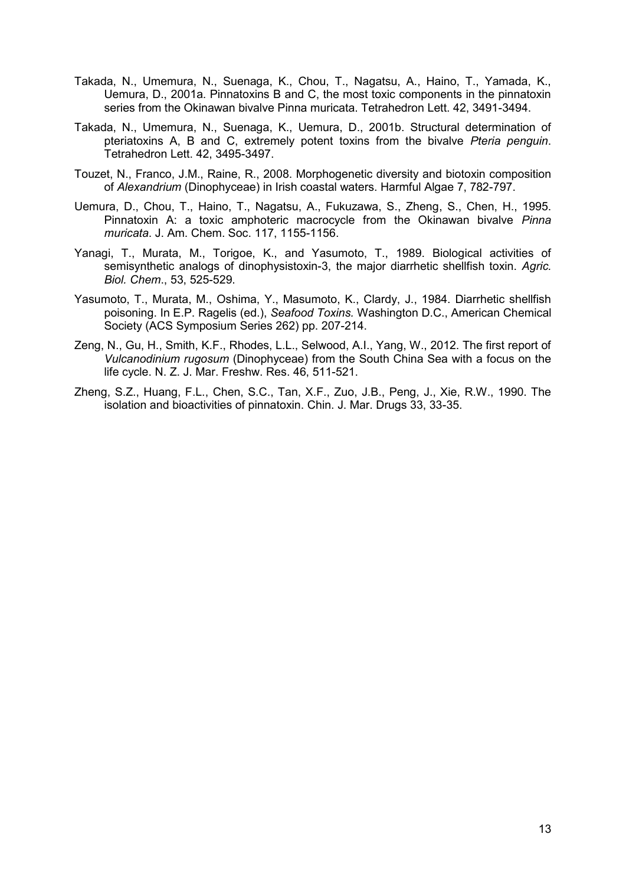Takada, N., Umemura, N., Suenaga, K., Chou, T., Nagatsu, A., Haino, T., Yamada, K., Uemura, D., 2001a. Pinnatoxins B and C, the most toxic components in the pinnatoxin series from the Okinawan bivalve Pinna muricata. Tetrahedron Lett. 42, 3491-3494.

Takada, N., Umemura, N., Suenaga, K., Uemura, D., 2001b. Structural determination of pteriatoxins A, B and C, extremely potent toxins from the bivalve *Pteria penguin*. Tetrahedron Lett. 42, 3495-3497.

Touzet, N., Franco, J.M., Raine, R., 2008. Morphogenetic diversity and biotoxin composition of *Alexandrium* (Dinophyceae) in Irish coastal waters. Harmful Algae 7, 782-797.

Uemura, D., Chou, T., Haino, T., Nagatsu, A., Fukuzawa, S., Zheng, S., Chen, H., 1995. Pinnatoxin A: a toxic amphoteric macrocycle from the Okinawan bivalve *Pinna muricata*. J. Am. Chem. Soc. 117, 1155-1156.

Yanagi, T., Murata, M., Torigoe, K., and Yasumoto, T., 1989. Biological activities of semisynthetic analogs of dinophysistoxin-3, the major diarrhetic shellfish toxin. *Agric. Biol. Chem*., 53, 525-529.

Yasumoto, T., Murata, M., Oshima, Y., Masumoto, K., Clardy, J., 1984. Diarrhetic shellfish poisoning. In E.P. Ragelis (ed.), *Seafood Toxins.* Washington D.C., American Chemical Society (ACS Symposium Series 262) pp. 207-214.

Zeng, N., Gu, H., Smith, K.F., Rhodes, L.L., Selwood, A.I., Yang, W., 2012. The first report of *Vulcanodinium rugosum* (Dinophyceae) from the South China Sea with a focus on the life cycle. N. Z. J. Mar. Freshw. Res. 46, 511-521.

Zheng, S.Z., Huang, F.L., Chen, S.C., Tan, X.F., Zuo, J.B., Peng, J., Xie, R.W., 1990. The isolation and bioactivities of pinnatoxin. Chin. J. Mar. Drugs 33, 33-35.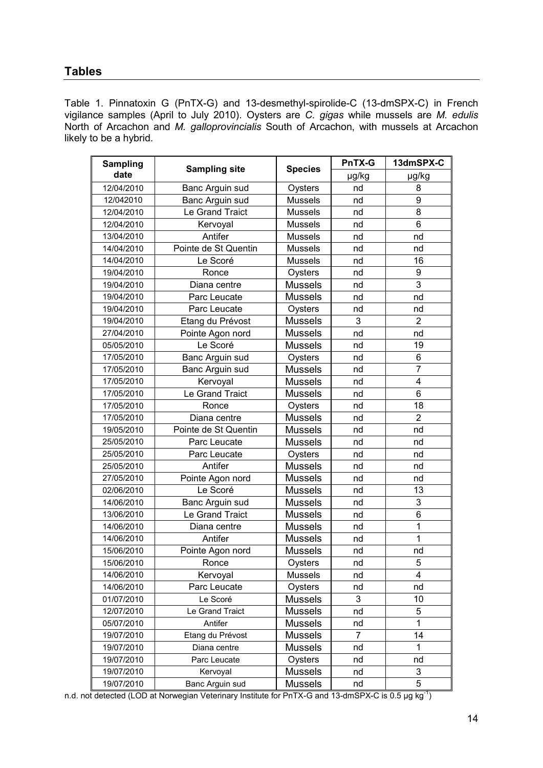## Tables

Table 1. Pinnatoxin G (PnTX-G) and 13-desmethyl-spirolide-C (13-dmSPX-C) in French vigilance samples (April to July 2010). Oysters are *C. gigas* while mussels are *M. edulis* North of Arcachon and *M. galloprovincialis* South of Arcachon, with mussels at Arcachon likely to be a hybrid.

| Sampling date | Sampling site | Species | PnTX-G | 13dmSPX-C |
|---|---|---|---|---|
| | | | µg/kg | µg/kg |
| 12/04/2010 | Banc Arguin sud | Oysters | nd | 8 |
| 12/042010 | Banc Arguin sud | Mussels | nd | 9 |
| 12/04/2010 | Le Grand Traict | Mussels | nd | 8 |
| 12/04/2010 | Kervoyal | Mussels | nd | 6 |
| 13/04/2010 | Antifer | Mussels | nd | nd |
| 14/04/2010 | Pointe de St Quentin | Mussels | nd | nd |
| 14/04/2010 | Le Scoré | Mussels | nd | 16 |
| 19/04/2010 | Ronce | Oysters | nd | 9 |
| 19/04/2010 | Diana centre | Mussels | nd | 3 |
| 19/04/2010 | Parc Leucate | Mussels | nd | nd |
| 19/04/2010 | Parc Leucate | Oysters | nd | nd |
| 19/04/2010 | Etang du Prévost | Mussels | 3 | 2 |
| 27/04/2010 | Pointe Agon nord | Mussels | nd | nd |
| 05/05/2010 | Le Scoré | Mussels | nd | 19 |
| 17/05/2010 | Banc Arguin sud | Oysters | nd | 6 |
| 17/05/2010 | Banc Arguin sud | Mussels | nd | 7 |
| 17/05/2010 | Kervoyal | Mussels | nd | 4 |
| 17/05/2010 | Le Grand Traict | Mussels | nd | 6 |
| 17/05/2010 | Ronce | Oysters | nd | 18 |
| 17/05/2010 | Diana centre | Mussels | nd | 2 |
| 19/05/2010 | Pointe de St Quentin | Mussels | nd | nd |
| 25/05/2010 | Parc Leucate | Mussels | nd | nd |
| 25/05/2010 | Parc Leucate | Oysters | nd | nd |
| 25/05/2010 | Antifer | Mussels | nd | nd |
| 27/05/2010 | Pointe Agon nord | Mussels | nd | nd |
| 02/06/2010 | Le Scoré | Mussels | nd | 13 |
| 14/06/2010 | Banc Arguin sud | Mussels | nd | 3 |
| 13/06/2010 | Le Grand Traict | Mussels | nd | 6 |
| 14/06/2010 | Diana centre | Mussels | nd | 1 |
| 14/06/2010 | Antifer | Mussels | nd | 1 |
| 15/06/2010 | Pointe Agon nord | Mussels | nd | nd |
| 15/06/2010 | Ronce | Oysters | nd | 5 |
| 14/06/2010 | Kervoyal | Mussels | nd | 4 |
| 14/06/2010 | Parc Leucate | Oysters | nd | nd |
| 01/07/2010 | Le Scoré | Mussels | 3 | 10 |
| 12/07/2010 | Le Grand Traict | Mussels | nd | 5 |
| 05/07/2010 | Antifer | Mussels | nd | 1 |
| 19/07/2010 | Etang du Prévost | Mussels | 7 | 14 |
| 19/07/2010 | Diana centre | Mussels | nd | 1 |
| 19/07/2010 | Parc Leucate | Oysters | nd | nd |
| 19/07/2010 | Kervoyal | Mussels | nd | 3 |
| 19/07/2010 | Banc Arguin sud | Mussels | nd | 5 |

n.d. not detected (LOD at Norwegian Veterinary Institute for PnTX-G and 13-dmSPX-C is 0.5 µg $kg^{-1}$)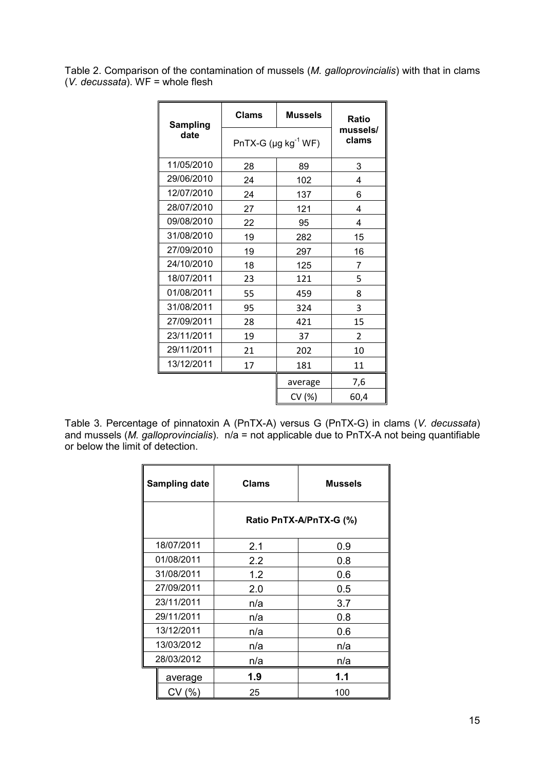Table 2. Comparison of the contamination of mussels (*M. galloprovincialis*) with that in clams (*V. decussata*). WF = whole flesh

| Sampling date | Clams | Mussels | Ratio mussels/ clams |
|---|---|---|---|
| | PnTX-G (µg kg$^{-1}$ WF) | | |
| 11/05/2010 | 28 | 89 | 3 |
| 29/06/2010 | 24 | 102 | 4 |
| 12/07/2010 | 24 | 137 | 6 |
| 28/07/2010 | 27 | 121 | 4 |
| 09/08/2010 | 22 | 95 | 4 |
| 31/08/2010 | 19 | 282 | 15 |
| 27/09/2010 | 19 | 297 | 16 |
| 24/10/2010 | 18 | 125 | 7 |
| 18/07/2011 | 23 | 121 | 5 |
| 01/08/2011 | 55 | 459 | 8 |
| 31/08/2011 | 95 | 324 | 3 |
| 27/09/2011 | 28 | 421 | 15 |
| 23/11/2011 | 19 | 37 | 2 |
| 29/11/2011 | 21 | 202 | 10 |
| 13/12/2011 | 17 | 181 | 11 |
| | | average | 7,6 |
| | | CV (%) | 60,4 |

Table 3. Percentage of pinnatoxin A (PnTX-A) versus G (PnTX-G) in clams (*V. decussata*) and mussels (*M. galloprovincialis*). n/a = not applicable due to PnTX-A not being quantifiable or below the limit of detection.

| Sampling date | Clams | Mussels |
|---|---|---|
| | **Ratio PnTX-A/PnTX-G (%)** | |
| 18/07/2011 | 2.1 | 0.9 |
| 01/08/2011 | 2.2 | 0.8 |
| 31/08/2011 | 1.2 | 0.6 |
| 27/09/2011 | 2.0 | 0.5 |
| 23/11/2011 | n/a | 3.7 |
| 29/11/2011 | n/a | 0.8 |
| 13/12/2011 | n/a | 0.6 |
| 13/03/2012 | n/a | n/a |
| 28/03/2012 | n/a | n/a |
| average | **1.9** | **1.1** |
| CV (%) | 25 | 100 |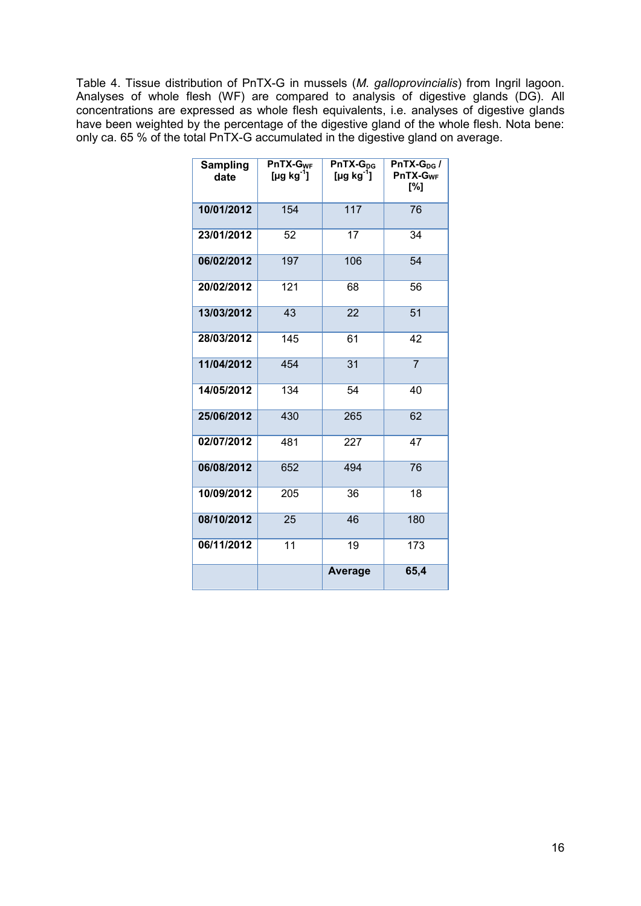Table 4. Tissue distribution of PnTX-G in mussels (*M. galloprovincialis*) from Ingril lagoon. Analyses of whole flesh (WF) are compared to analysis of digestive glands (DG). All concentrations are expressed as whole flesh equivalents, i.e. analyses of digestive glands have been weighted by the percentage of the digestive gland of the whole flesh. Nota bene: only ca. 65 % of the total PnTX-G accumulated in the digestive gland on average.

| Sampling date | PnTX-$G_{WF}$ [µg $kg^{-1}$] | PnTX-$G_{DG}$ [µg $kg^{-1}$] | PnTX-$G_{DG}$ / PnTX-$G_{WF}$ [%] |
|---|---|---|---|
| **10/01/2012** | 154 | 117 | 76 |
| **23/01/2012** | 52 | 17 | 34 |
| **06/02/2012** | 197 | 106 | 54 |
| **20/02/2012** | 121 | 68 | 56 |
| **13/03/2012** | 43 | 22 | 51 |
| **28/03/2012** | 145 | 61 | 42 |
| **11/04/2012** | 454 | 31 | 7 |
| **14/05/2012** | 134 | 54 | 40 |
| **25/06/2012** | 430 | 265 | 62 |
| **02/07/2012** | 481 | 227 | 47 |
| **06/08/2012** | 652 | 494 | 76 |
| **10/09/2012** | 205 | 36 | 18 |
| **08/10/2012** | 25 | 46 | 180 |
| **06/11/2012** | 11 | 19 | 173 |
| | | **Average** | **65,4** |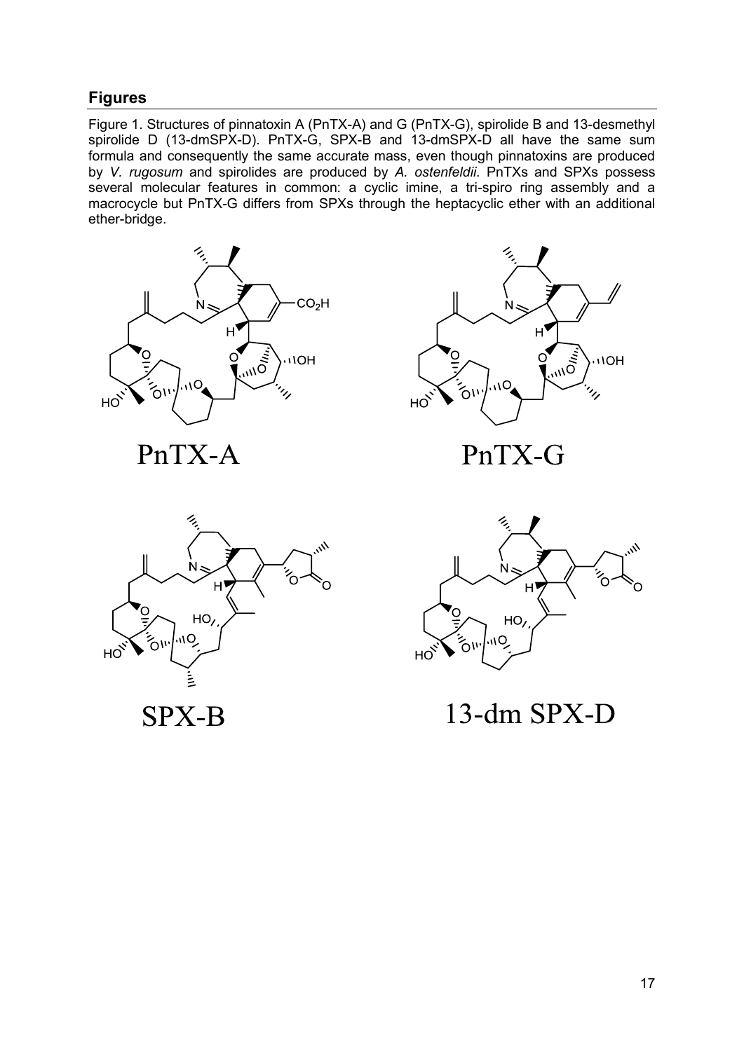## Figures

Figure 1. Structures of pinnatoxin A (PnTX-A) and G (PnTX-G), spirolide B and 13-desmethyl spirolide D (13-dmSPX-D). PnTX-G, SPX-B and 13-dmSPX-D all have the same sum formula and consequently the same accurate mass, even though pinnatoxins are produced by *V. rugosum* and spirolides are produced by *A. ostenfeldii*. PnTXs and SPXs possess several molecular features in common: a cyclic imine, a tri-spiro ring assembly and a macrocycle but PnTX-G differs from SPXs through the heptacyclic ether with an additional ether-bridge.

PnTX-A

PnTX-G

SPX-B

13-dm SPX-D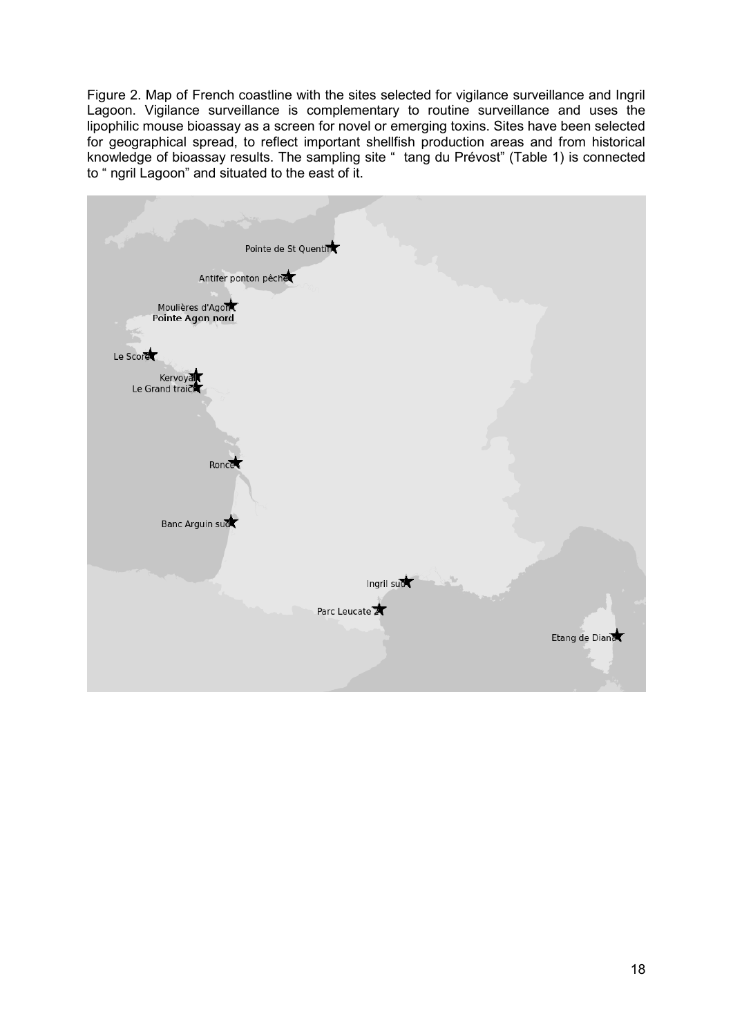Figure 2. Map of French coastline with the sites selected for vigilance surveillance and Ingril Lagoon. Vigilance surveillance is complementary to routine surveillance and uses the lipophilic mouse bioassay as a screen for novel or emerging toxins. Sites have been selected for geographical spread, to reflect important shellfish production areas and from historical knowledge of bioassay results. The sampling site " tang du Prévost" (Table 1) is connected to " ngril Lagoon" and situated to the east of it.

Pointe de St Quentin

Antifer ponton pêche

Moulières d'Agon

Pointe Agon nord

Le Scoré

Kervoyal

Le Grand traict

Ronce

Banc Arguin sud

Ingril sud

Parc Leucate 2

Etang de Diana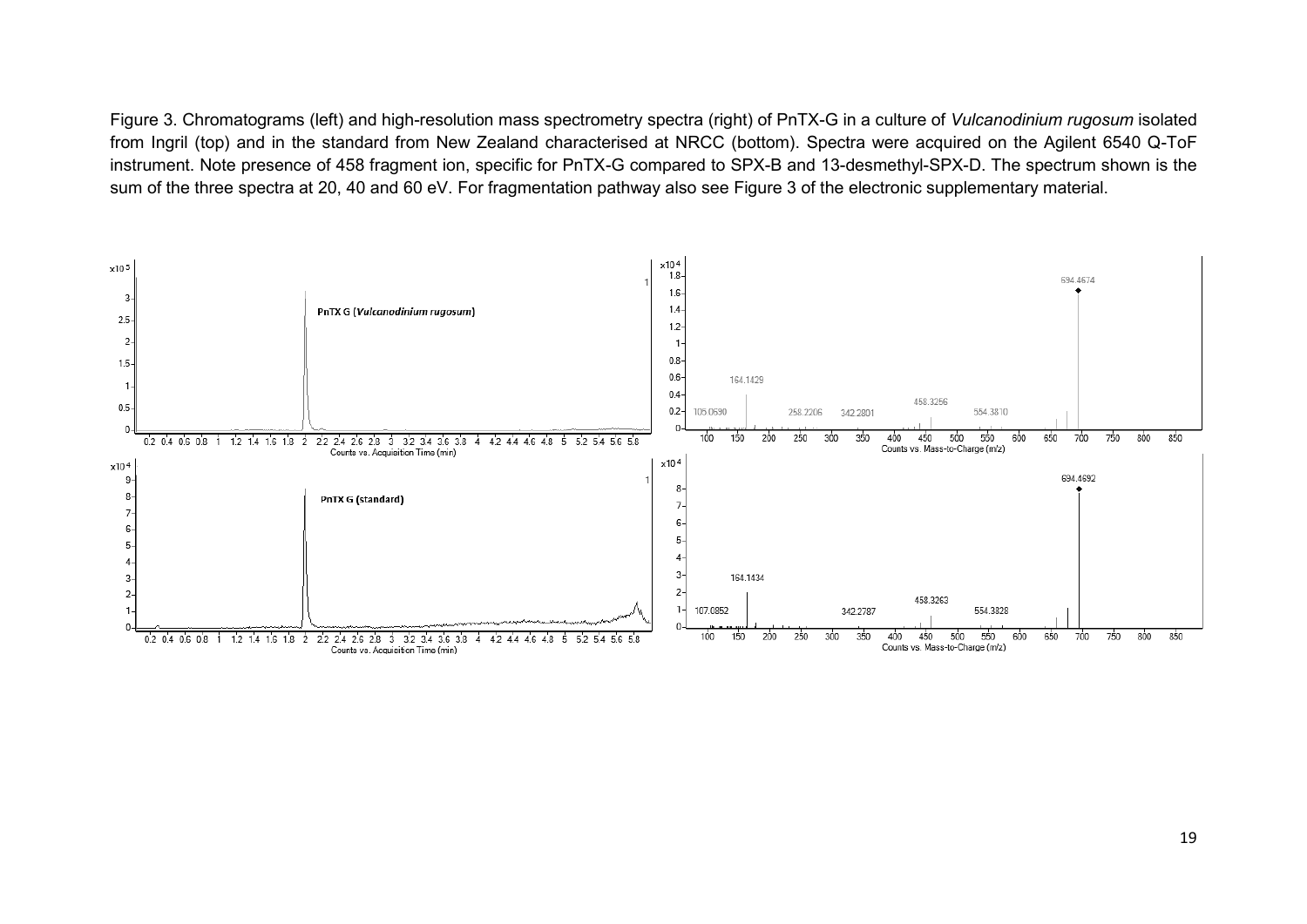Figure 3. Chromatograms (left) and high-resolution mass spectrometry spectra (right) of PnTX-G in a culture of *Vulcanodinium rugosum* isolated from Ingril (top) and in the standard from New Zealand characterised at NRCC (bottom). Spectra were acquired on the Agilent 6540 Q-ToF instrument. Note presence of 458 fragment ion, specific for PnTX-G compared to SPX-B and 13-desmethyl-SPX-D. The spectrum shown is the sum of the three spectra at 20, 40 and 60 eV. For fragmentation pathway also see Figure 3 of the electronic supplementary material.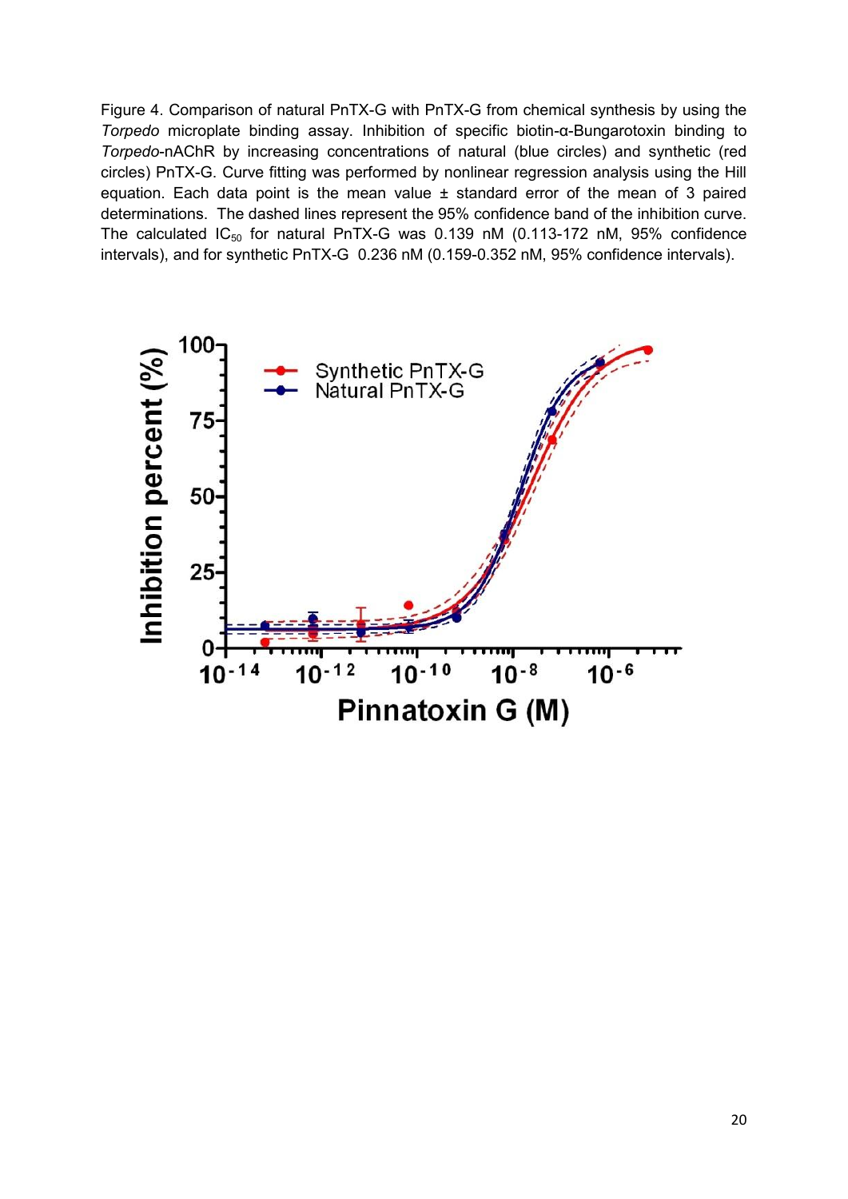Figure 4. Comparison of natural PnTX-G with PnTX-G from chemical synthesis by using the *Torpedo* microplate binding assay. Inhibition of specific biotin-α-Bungarotoxin binding to *Torpedo*-nAChR by increasing concentrations of natural (blue circles) and synthetic (red circles) PnTX-G. Curve fitting was performed by nonlinear regression analysis using the Hill equation. Each data point is the mean value ± standard error of the mean of 3 paired determinations. The dashed lines represent the 95% confidence band of the inhibition curve. The calculated $IC_{50}$ for natural PnTX-G was 0.139 nM (0.113-172 nM, 95% confidence intervals), and for synthetic PnTX-G 0.236 nM (0.159-0.352 nM, 95% confidence intervals).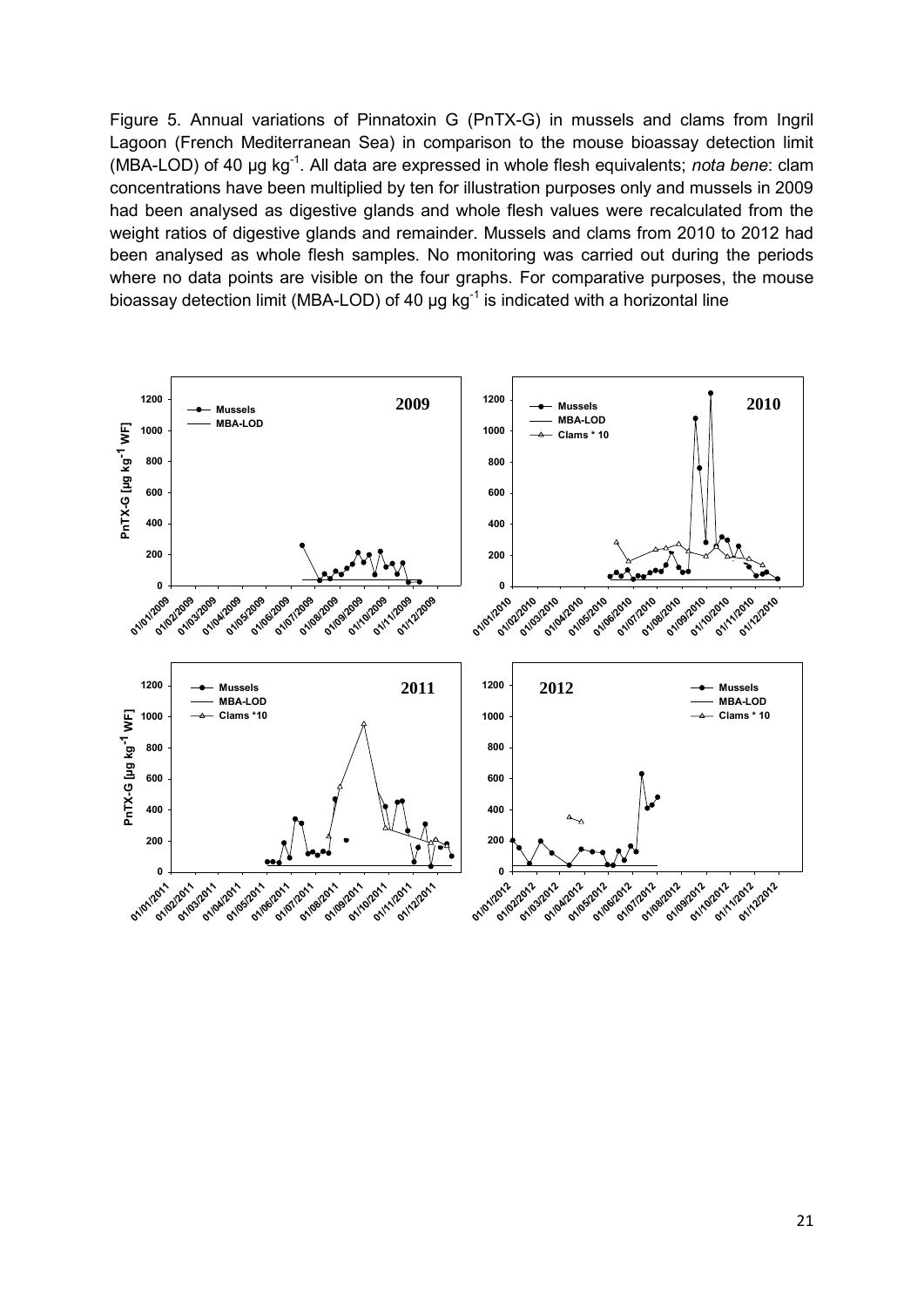Figure 5. Annual variations of Pinnatoxin G (PnTX-G) in mussels and clams from Ingril Lagoon (French Mediterranean Sea) in comparison to the mouse bioassay detection limit (MBA-LOD) of 40 µg kg$^{-1}$. All data are expressed in whole flesh equivalents; *nota bene*: clam concentrations have been multiplied by ten for illustration purposes only and mussels in 2009 had been analysed as digestive glands and whole flesh values were recalculated from the weight ratios of digestive glands and remainder. Mussels and clams from 2010 to 2012 had been analysed as whole flesh samples. No monitoring was carried out during the periods where no data points are visible on the four graphs. For comparative purposes, the mouse bioassay detection limit (MBA-LOD) of 40 µg kg$^{-1}$ is indicated with a horizontal line

2009

Mussels
MBA-LOD

PnTX-G [µg kg$^{-1}$ WF]

0
200
400
600
800
1000
1200

01/01/2009 01/02/2009 01/03/2009 01/04/2009 01/05/2009 01/06/2009 01/07/2009 01/08/2009 01/09/2009 01/10/2009 01/11/2009 01/12/2009

2010

Mussels
MBA-LOD
Clams * 10

0
200
400
600
800
1000
1200

01/01/2010 01/02/2010 01/03/2010 01/04/2010 01/05/2010 01/06/2010 01/07/2010 01/08/2010 01/09/2010 01/10/2010 01/11/2010 01/12/2010

2011

Mussels
MBA-LOD
Clams *10

PnTX-G [µg kg$^{-1}$ WF]

0
200
400
600
800
1000
1200

01/01/2011 01/02/2011 01/03/2011 01/04/2011 01/05/2011 01/06/2011 01/07/2011 01/08/2011 01/09/2011 01/10/2011 01/11/2011 01/12/2011

2012

Mussels
MBA-LOD
Clams * 10

0
200
400
600
800
1000
1200

01/01/2012 01/02/2012 01/03/2012 01/04/2012 01/05/2012 01/06/2012 01/07/2012 01/08/2012 01/09/2012 01/10/2012 01/11/2012 01/12/2012